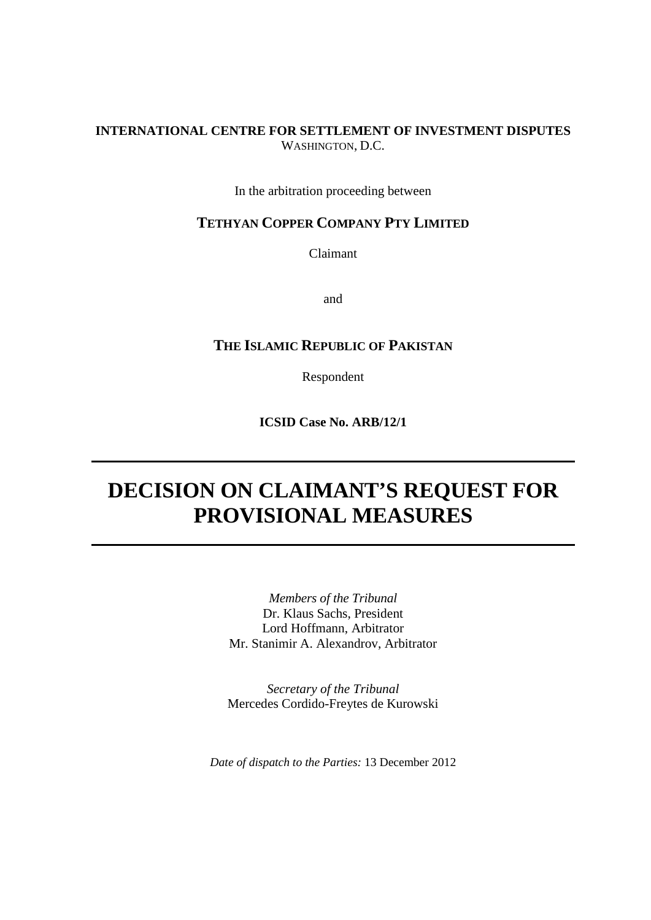**INTERNATIONAL CENTRE FOR SETTLEMENT OF INVESTMENT DISPUTES**
WASHINGTON, D.C.

In the arbitration proceeding between

**TETHYAN COPPER COMPANY PTY LIMITED**

Claimant

and

**THE ISLAMIC REPUBLIC OF PAKISTAN**

Respondent

**ICSID Case No. ARB/12/1**

---

# DECISION ON CLAIMANT'S REQUEST FOR PROVISIONAL MEASURES

---

*Members of the Tribunal*
Dr. Klaus Sachs, President
Lord Hoffmann, Arbitrator
Mr. Stanimir A. Alexandrov, Arbitrator

*Secretary of the Tribunal*
Mercedes Cordido-Freytes de Kurowski

*Date of dispatch to the Parties:* 13 December 2012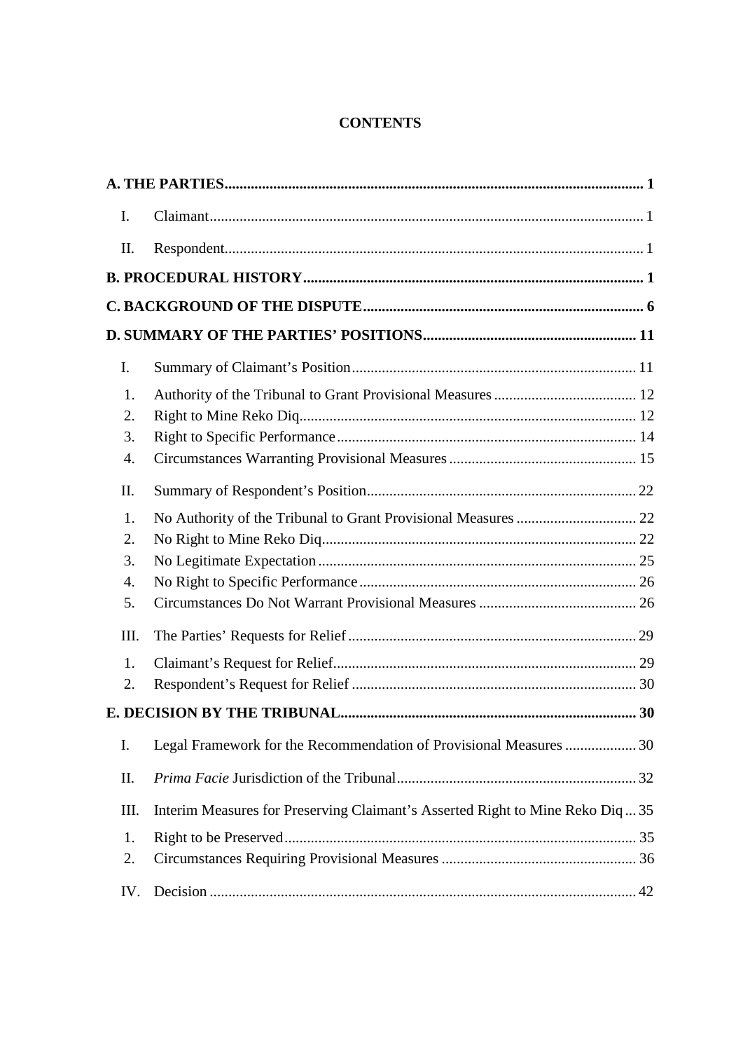**CONTENTS**

**A. THE PARTIES** .......... **1**

I. Claimant .......... 1

II. Respondent .......... 1

**B. PROCEDURAL HISTORY** .......... **1**

**C. BACKGROUND OF THE DISPUTE** .......... **6**

**D. SUMMARY OF THE PARTIES' POSITIONS** .......... **11**

I. Summary of Claimant's Position .......... 11

1. Authority of the Tribunal to Grant Provisional Measures .......... 12
2. Right to Mine Reko Diq .......... 12
3. Right to Specific Performance .......... 14
4. Circumstances Warranting Provisional Measures .......... 15

II. Summary of Respondent's Position .......... 22

1. No Authority of the Tribunal to Grant Provisional Measures .......... 22
2. No Right to Mine Reko Diq .......... 22
3. No Legitimate Expectation .......... 25
4. No Right to Specific Performance .......... 26
5. Circumstances Do Not Warrant Provisional Measures .......... 26

III. The Parties' Requests for Relief .......... 29

1. Claimant's Request for Relief .......... 29
2. Respondent's Request for Relief .......... 30

**E. DECISION BY THE TRIBUNAL** .......... **30**

I. Legal Framework for the Recommendation of Provisional Measures .......... 30

II. *Prima Facie* Jurisdiction of the Tribunal .......... 32

III. Interim Measures for Preserving Claimant's Asserted Right to Mine Reko Diq .......... 35

1. Right to be Preserved .......... 35
2. Circumstances Requiring Provisional Measures .......... 36

IV. Decision .......... 42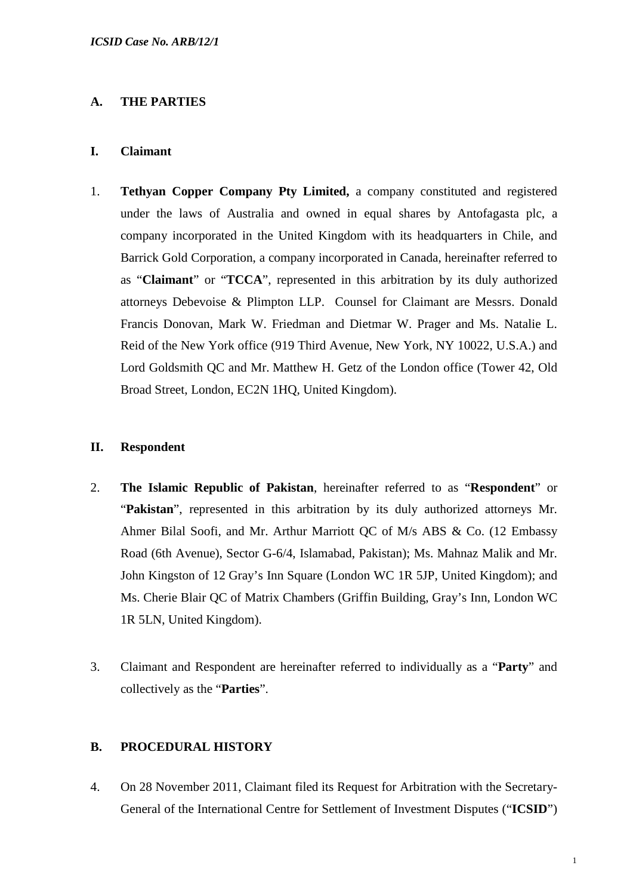## A. THE PARTIES

### I. Claimant

1. **Tethyan Copper Company Pty Limited,** a company constituted and registered under the laws of Australia and owned in equal shares by Antofagasta plc, a company incorporated in the United Kingdom with its headquarters in Chile, and Barrick Gold Corporation, a company incorporated in Canada, hereinafter referred to as "**Claimant**" or "**TCCA**", represented in this arbitration by its duly authorized attorneys Debevoise & Plimpton LLP. Counsel for Claimant are Messrs. Donald Francis Donovan, Mark W. Friedman and Dietmar W. Prager and Ms. Natalie L. Reid of the New York office (919 Third Avenue, New York, NY 10022, U.S.A.) and Lord Goldsmith QC and Mr. Matthew H. Getz of the London office (Tower 42, Old Broad Street, London, EC2N 1HQ, United Kingdom).

### II. Respondent

2. **The Islamic Republic of Pakistan**, hereinafter referred to as "**Respondent**" or "**Pakistan**", represented in this arbitration by its duly authorized attorneys Mr. Ahmer Bilal Soofi, and Mr. Arthur Marriott QC of M/s ABS & Co. (12 Embassy Road (6th Avenue), Sector G-6/4, Islamabad, Pakistan); Ms. Mahnaz Malik and Mr. John Kingston of 12 Gray's Inn Square (London WC 1R 5JP, United Kingdom); and Ms. Cherie Blair QC of Matrix Chambers (Griffin Building, Gray's Inn, London WC 1R 5LN, United Kingdom).

3. Claimant and Respondent are hereinafter referred to individually as a "**Party**" and collectively as the "**Parties**".

## B. PROCEDURAL HISTORY

4. On 28 November 2011, Claimant filed its Request for Arbitration with the Secretary-General of the International Centre for Settlement of Investment Disputes ("**ICSID**")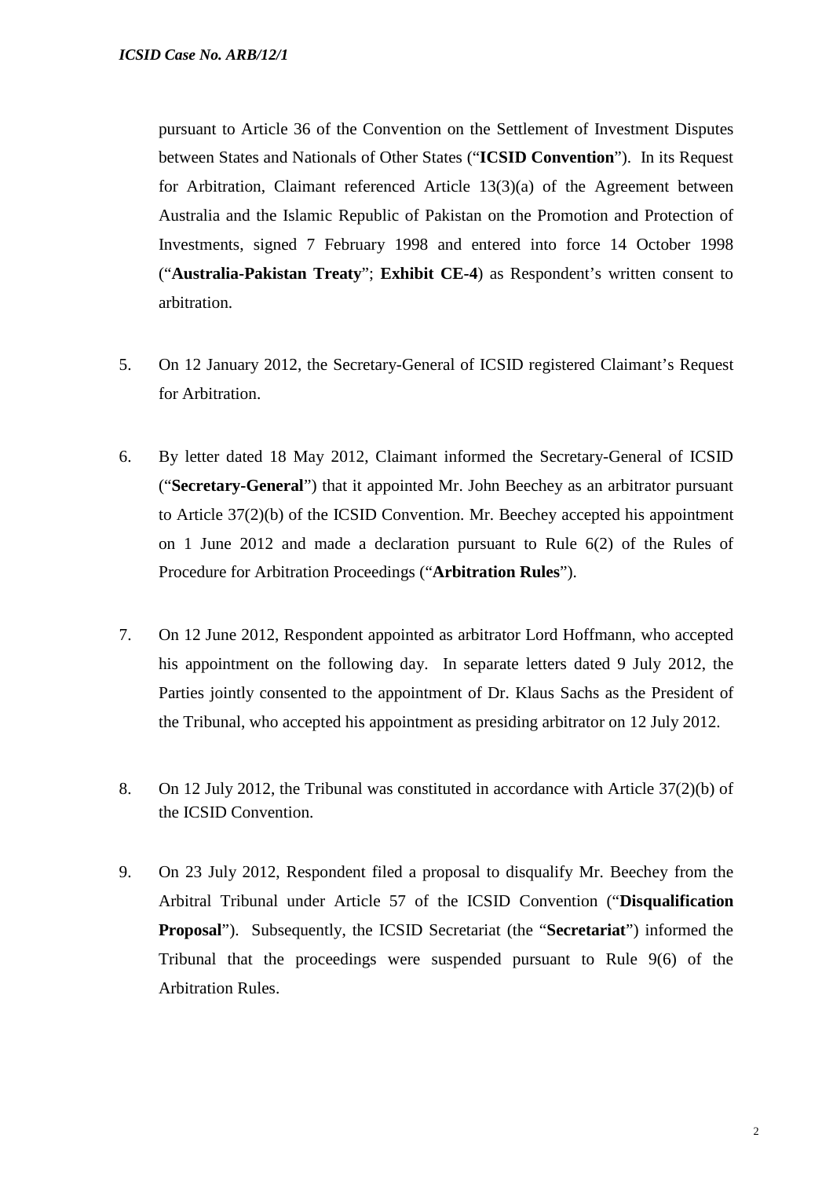pursuant to Article 36 of the Convention on the Settlement of Investment Disputes between States and Nationals of Other States ("**ICSID Convention**"). In its Request for Arbitration, Claimant referenced Article 13(3)(a) of the Agreement between Australia and the Islamic Republic of Pakistan on the Promotion and Protection of Investments, signed 7 February 1998 and entered into force 14 October 1998 ("**Australia-Pakistan Treaty**"; **Exhibit CE-4**) as Respondent's written consent to arbitration.

5. On 12 January 2012, the Secretary-General of ICSID registered Claimant's Request for Arbitration.

6. By letter dated 18 May 2012, Claimant informed the Secretary-General of ICSID ("**Secretary-General**") that it appointed Mr. John Beechey as an arbitrator pursuant to Article 37(2)(b) of the ICSID Convention. Mr. Beechey accepted his appointment on 1 June 2012 and made a declaration pursuant to Rule 6(2) of the Rules of Procedure for Arbitration Proceedings ("**Arbitration Rules**").

7. On 12 June 2012, Respondent appointed as arbitrator Lord Hoffmann, who accepted his appointment on the following day. In separate letters dated 9 July 2012, the Parties jointly consented to the appointment of Dr. Klaus Sachs as the President of the Tribunal, who accepted his appointment as presiding arbitrator on 12 July 2012.

8. On 12 July 2012, the Tribunal was constituted in accordance with Article 37(2)(b) of the ICSID Convention.

9. On 23 July 2012, Respondent filed a proposal to disqualify Mr. Beechey from the Arbitral Tribunal under Article 57 of the ICSID Convention ("**Disqualification Proposal**"). Subsequently, the ICSID Secretariat (the "**Secretariat**") informed the Tribunal that the proceedings were suspended pursuant to Rule 9(6) of the Arbitration Rules.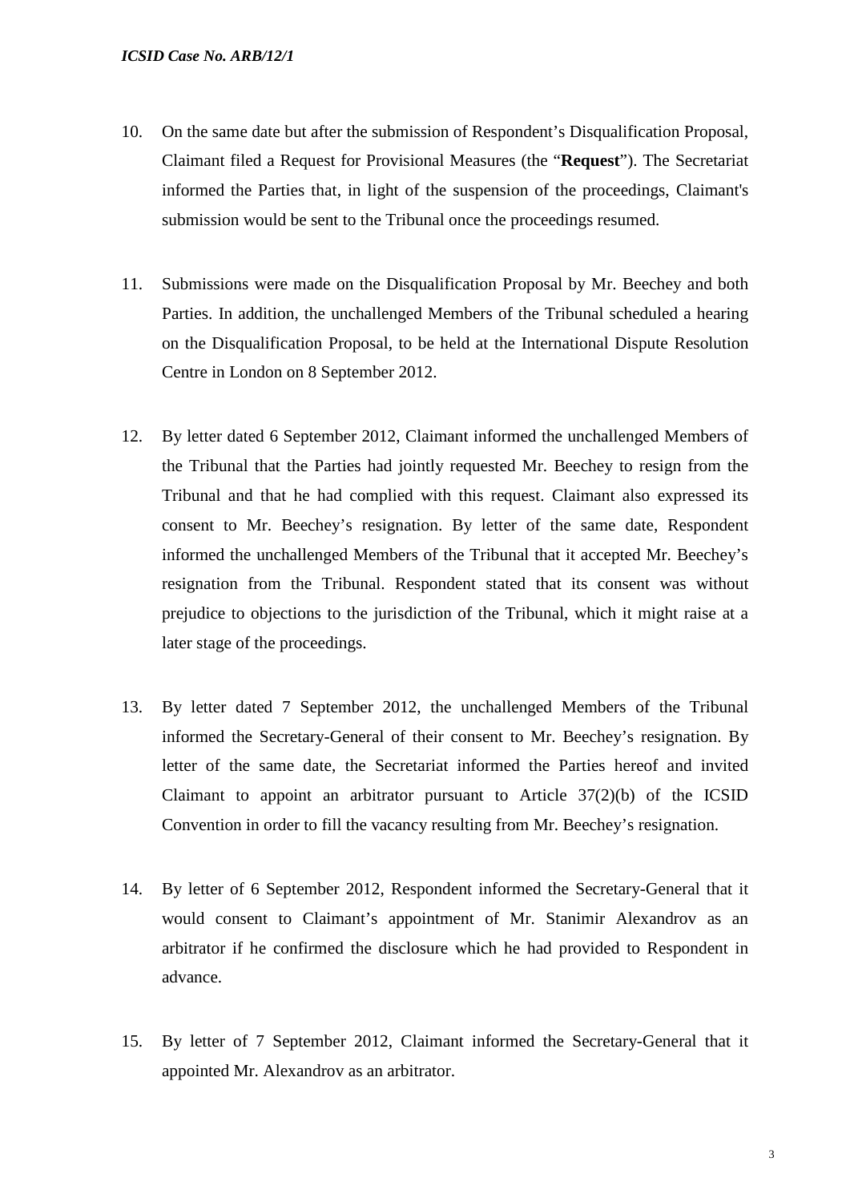10. On the same date but after the submission of Respondent's Disqualification Proposal, Claimant filed a Request for Provisional Measures (the "**Request**"). The Secretariat informed the Parties that, in light of the suspension of the proceedings, Claimant's submission would be sent to the Tribunal once the proceedings resumed.

11. Submissions were made on the Disqualification Proposal by Mr. Beechey and both Parties. In addition, the unchallenged Members of the Tribunal scheduled a hearing on the Disqualification Proposal, to be held at the International Dispute Resolution Centre in London on 8 September 2012.

12. By letter dated 6 September 2012, Claimant informed the unchallenged Members of the Tribunal that the Parties had jointly requested Mr. Beechey to resign from the Tribunal and that he had complied with this request. Claimant also expressed its consent to Mr. Beechey's resignation. By letter of the same date, Respondent informed the unchallenged Members of the Tribunal that it accepted Mr. Beechey's resignation from the Tribunal. Respondent stated that its consent was without prejudice to objections to the jurisdiction of the Tribunal, which it might raise at a later stage of the proceedings.

13. By letter dated 7 September 2012, the unchallenged Members of the Tribunal informed the Secretary-General of their consent to Mr. Beechey's resignation. By letter of the same date, the Secretariat informed the Parties hereof and invited Claimant to appoint an arbitrator pursuant to Article 37(2)(b) of the ICSID Convention in order to fill the vacancy resulting from Mr. Beechey's resignation.

14. By letter of 6 September 2012, Respondent informed the Secretary-General that it would consent to Claimant's appointment of Mr. Stanimir Alexandrov as an arbitrator if he confirmed the disclosure which he had provided to Respondent in advance.

15. By letter of 7 September 2012, Claimant informed the Secretary-General that it appointed Mr. Alexandrov as an arbitrator.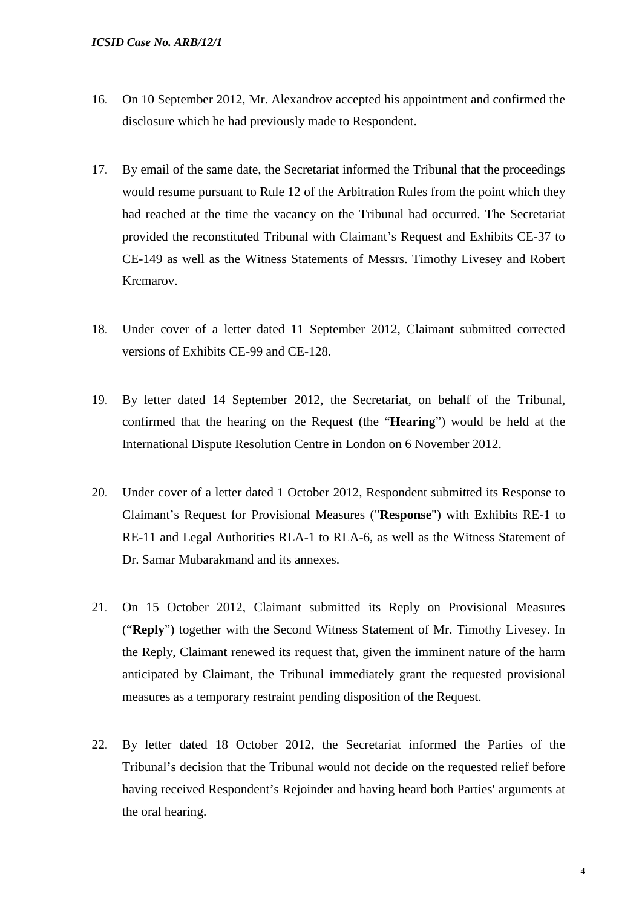16. On 10 September 2012, Mr. Alexandrov accepted his appointment and confirmed the disclosure which he had previously made to Respondent.

17. By email of the same date, the Secretariat informed the Tribunal that the proceedings would resume pursuant to Rule 12 of the Arbitration Rules from the point which they had reached at the time the vacancy on the Tribunal had occurred. The Secretariat provided the reconstituted Tribunal with Claimant's Request and Exhibits CE-37 to CE-149 as well as the Witness Statements of Messrs. Timothy Livesey and Robert Krcmarov.

18. Under cover of a letter dated 11 September 2012, Claimant submitted corrected versions of Exhibits CE-99 and CE-128.

19. By letter dated 14 September 2012, the Secretariat, on behalf of the Tribunal, confirmed that the hearing on the Request (the "**Hearing**") would be held at the International Dispute Resolution Centre in London on 6 November 2012.

20. Under cover of a letter dated 1 October 2012, Respondent submitted its Response to Claimant's Request for Provisional Measures ("**Response**") with Exhibits RE-1 to RE-11 and Legal Authorities RLA-1 to RLA-6, as well as the Witness Statement of Dr. Samar Mubarakmand and its annexes.

21. On 15 October 2012, Claimant submitted its Reply on Provisional Measures ("**Reply**") together with the Second Witness Statement of Mr. Timothy Livesey. In the Reply, Claimant renewed its request that, given the imminent nature of the harm anticipated by Claimant, the Tribunal immediately grant the requested provisional measures as a temporary restraint pending disposition of the Request.

22. By letter dated 18 October 2012, the Secretariat informed the Parties of the Tribunal's decision that the Tribunal would not decide on the requested relief before having received Respondent's Rejoinder and having heard both Parties' arguments at the oral hearing.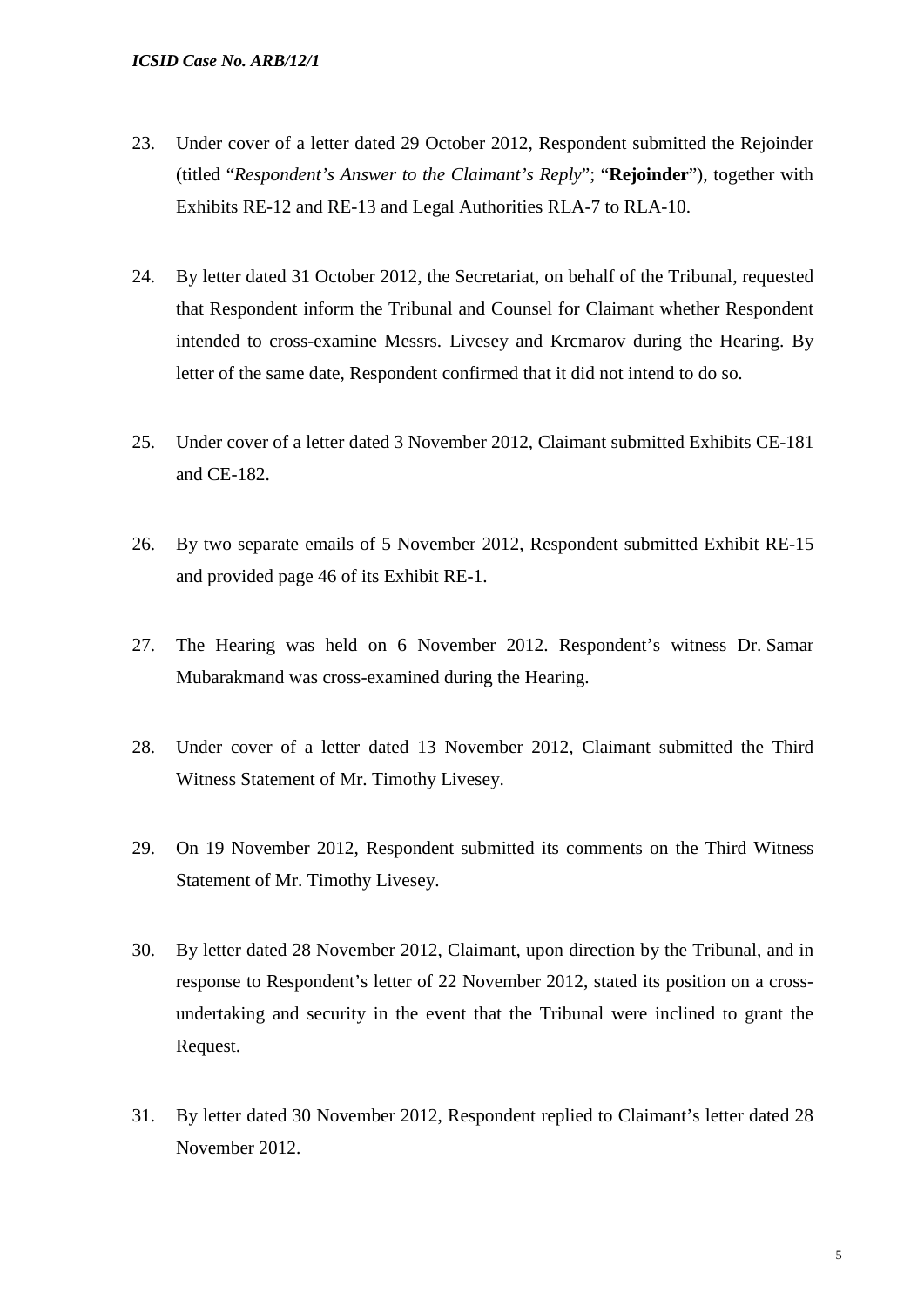23. Under cover of a letter dated 29 October 2012, Respondent submitted the Rejoinder (titled "*Respondent's Answer to the Claimant's Reply*"; "**Rejoinder**"), together with Exhibits RE-12 and RE-13 and Legal Authorities RLA-7 to RLA-10.

24. By letter dated 31 October 2012, the Secretariat, on behalf of the Tribunal, requested that Respondent inform the Tribunal and Counsel for Claimant whether Respondent intended to cross-examine Messrs. Livesey and Krcmarov during the Hearing. By letter of the same date, Respondent confirmed that it did not intend to do so.

25. Under cover of a letter dated 3 November 2012, Claimant submitted Exhibits CE-181 and CE-182.

26. By two separate emails of 5 November 2012, Respondent submitted Exhibit RE-15 and provided page 46 of its Exhibit RE-1.

27. The Hearing was held on 6 November 2012. Respondent's witness Dr. Samar Mubarakmand was cross-examined during the Hearing.

28. Under cover of a letter dated 13 November 2012, Claimant submitted the Third Witness Statement of Mr. Timothy Livesey.

29. On 19 November 2012, Respondent submitted its comments on the Third Witness Statement of Mr. Timothy Livesey.

30. By letter dated 28 November 2012, Claimant, upon direction by the Tribunal, and in response to Respondent's letter of 22 November 2012, stated its position on a cross-undertaking and security in the event that the Tribunal were inclined to grant the Request.

31. By letter dated 30 November 2012, Respondent replied to Claimant's letter dated 28 November 2012.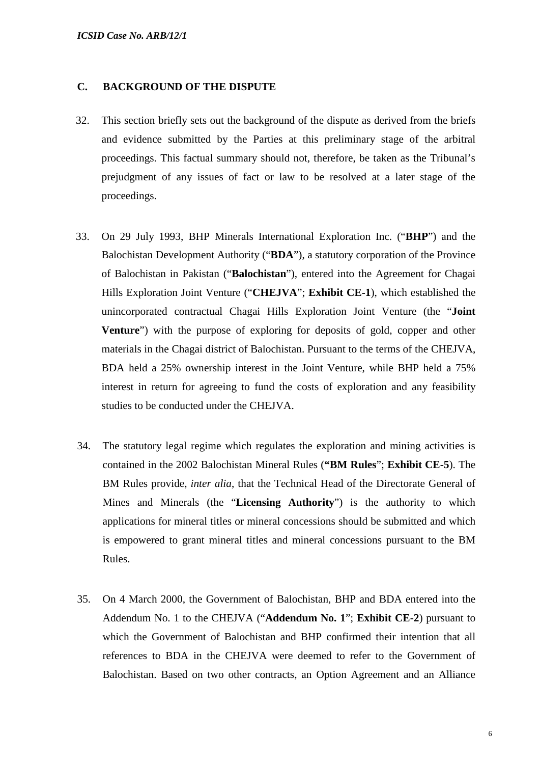## C. BACKGROUND OF THE DISPUTE

32. This section briefly sets out the background of the dispute as derived from the briefs and evidence submitted by the Parties at this preliminary stage of the arbitral proceedings. This factual summary should not, therefore, be taken as the Tribunal's prejudgment of any issues of fact or law to be resolved at a later stage of the proceedings.

33. On 29 July 1993, BHP Minerals International Exploration Inc. ("**BHP**") and the Balochistan Development Authority ("**BDA**"), a statutory corporation of the Province of Balochistan in Pakistan ("**Balochistan**"), entered into the Agreement for Chagai Hills Exploration Joint Venture ("**CHEJVA**"; **Exhibit CE-1**), which established the unincorporated contractual Chagai Hills Exploration Joint Venture (the "**Joint Venture**") with the purpose of exploring for deposits of gold, copper and other materials in the Chagai district of Balochistan. Pursuant to the terms of the CHEJVA, BDA held a 25% ownership interest in the Joint Venture, while BHP held a 75% interest in return for agreeing to fund the costs of exploration and any feasibility studies to be conducted under the CHEJVA.

34. The statutory legal regime which regulates the exploration and mining activities is contained in the 2002 Balochistan Mineral Rules (**"BM Rules**"; **Exhibit CE-5**). The BM Rules provide, *inter alia*, that the Technical Head of the Directorate General of Mines and Minerals (the "**Licensing Authority**") is the authority to which applications for mineral titles or mineral concessions should be submitted and which is empowered to grant mineral titles and mineral concessions pursuant to the BM Rules.

35. On 4 March 2000, the Government of Balochistan, BHP and BDA entered into the Addendum No. 1 to the CHEJVA ("**Addendum No. 1**"; **Exhibit CE-2**) pursuant to which the Government of Balochistan and BHP confirmed their intention that all references to BDA in the CHEJVA were deemed to refer to the Government of Balochistan. Based on two other contracts, an Option Agreement and an Alliance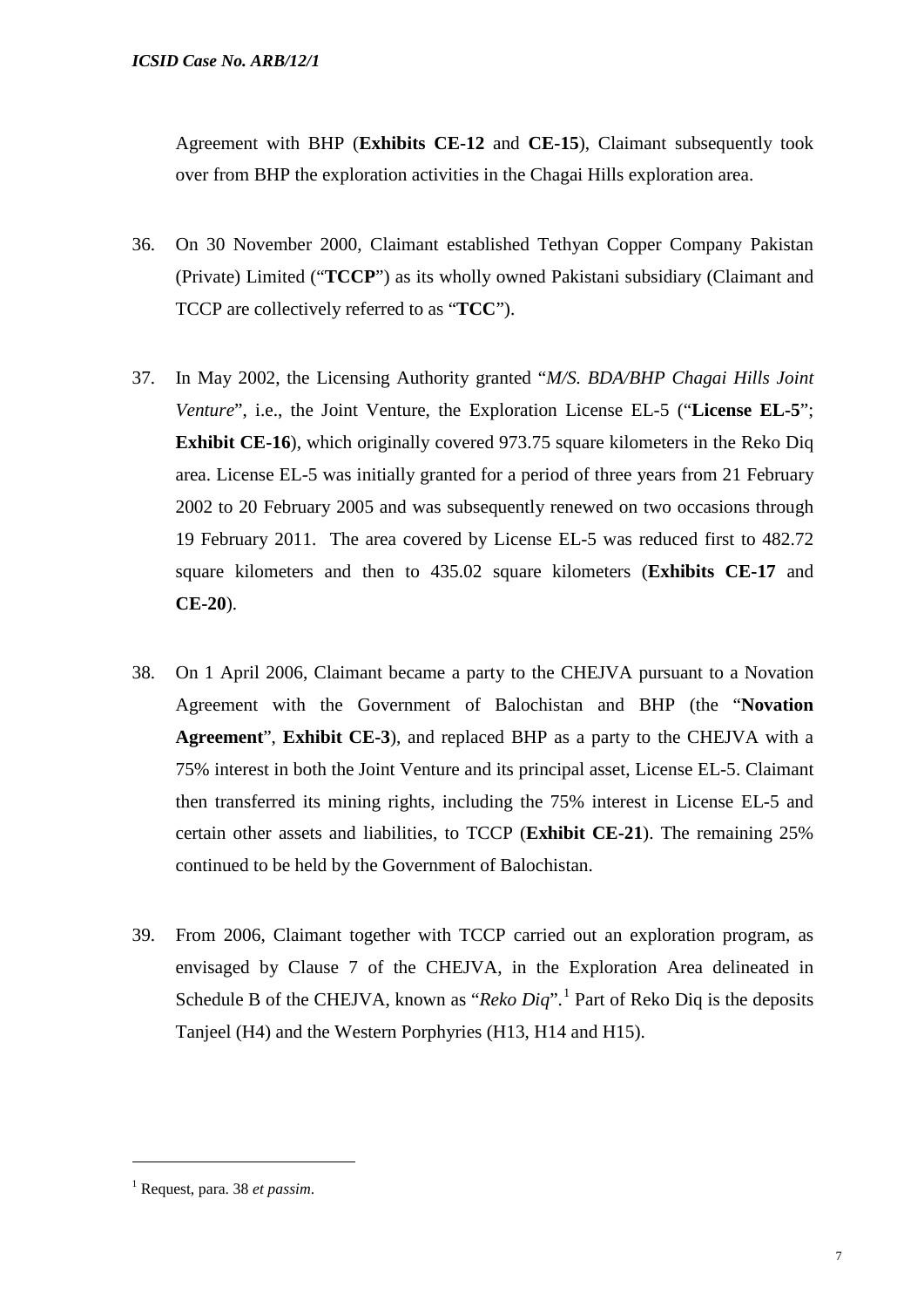Agreement with BHP (**Exhibits CE-12** and **CE-15**), Claimant subsequently took over from BHP the exploration activities in the Chagai Hills exploration area.

36. On 30 November 2000, Claimant established Tethyan Copper Company Pakistan (Private) Limited ("**TCCP**") as its wholly owned Pakistani subsidiary (Claimant and TCCP are collectively referred to as "**TCC**").

37. In May 2002, the Licensing Authority granted "*M/S. BDA/BHP Chagai Hills Joint Venture*", i.e., the Joint Venture, the Exploration License EL-5 ("**License EL-5**"; **Exhibit CE-16**), which originally covered 973.75 square kilometers in the Reko Diq area. License EL-5 was initially granted for a period of three years from 21 February 2002 to 20 February 2005 and was subsequently renewed on two occasions through 19 February 2011. The area covered by License EL-5 was reduced first to 482.72 square kilometers and then to 435.02 square kilometers (**Exhibits CE-17** and **CE-20**).

38. On 1 April 2006, Claimant became a party to the CHEJVA pursuant to a Novation Agreement with the Government of Balochistan and BHP (the "**Novation Agreement**", **Exhibit CE-3**), and replaced BHP as a party to the CHEJVA with a 75% interest in both the Joint Venture and its principal asset, License EL-5. Claimant then transferred its mining rights, including the 75% interest in License EL-5 and certain other assets and liabilities, to TCCP (**Exhibit CE-21**). The remaining 25% continued to be held by the Government of Balochistan.

39. From 2006, Claimant together with TCCP carried out an exploration program, as envisaged by Clause 7 of the CHEJVA, in the Exploration Area delineated in Schedule B of the CHEJVA, known as "*Reko Diq*".[1] Part of Reko Diq is the deposits Tanjeel (H4) and the Western Porphyries (H13, H14 and H15).

---

[1] Request, para. 38 *et passim*.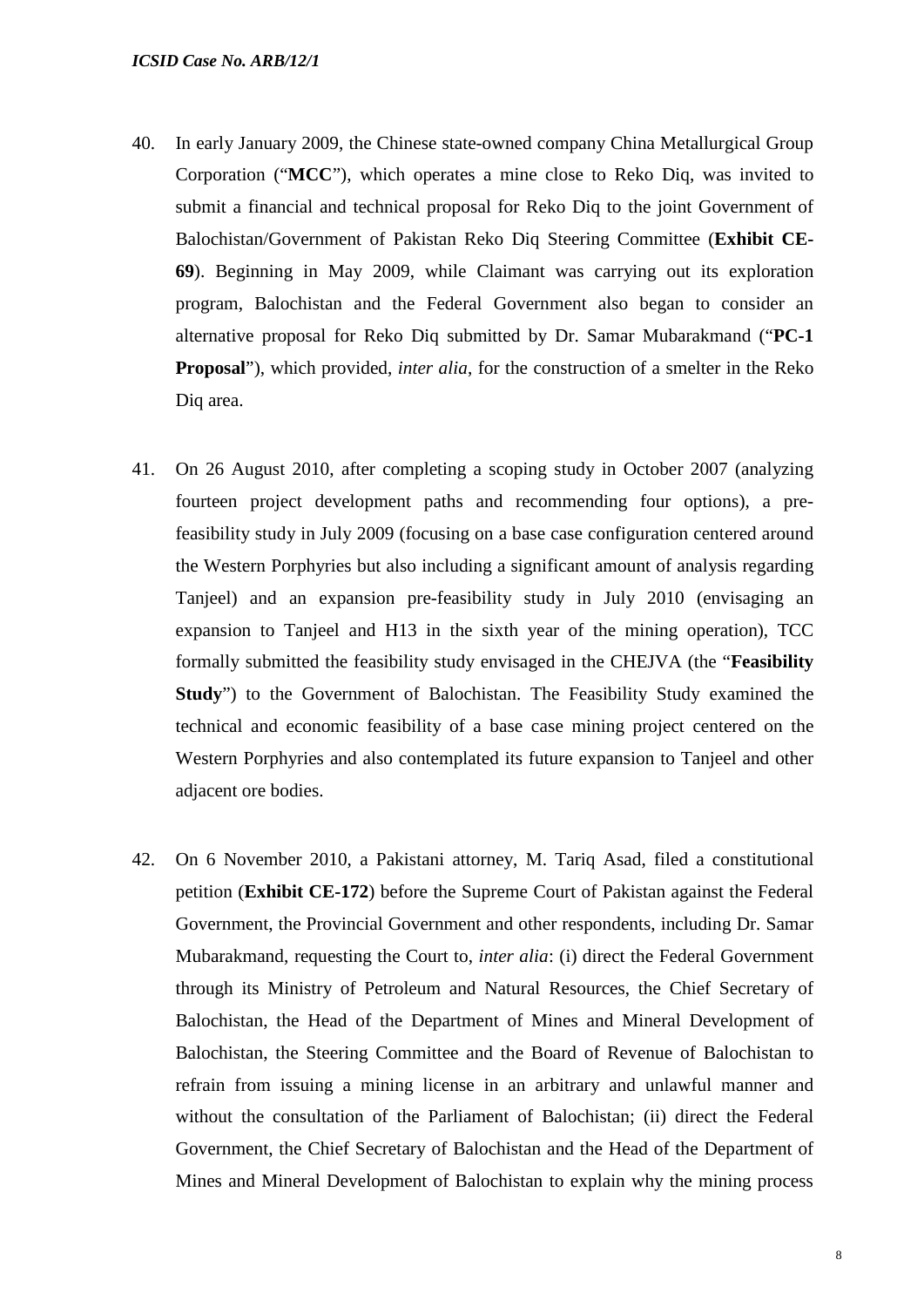40. In early January 2009, the Chinese state-owned company China Metallurgical Group Corporation ("**MCC**"), which operates a mine close to Reko Diq, was invited to submit a financial and technical proposal for Reko Diq to the joint Government of Balochistan/Government of Pakistan Reko Diq Steering Committee (**Exhibit CE-69**). Beginning in May 2009, while Claimant was carrying out its exploration program, Balochistan and the Federal Government also began to consider an alternative proposal for Reko Diq submitted by Dr. Samar Mubarakmand ("**PC-1 Proposal**"), which provided, *inter alia*, for the construction of a smelter in the Reko Diq area.

41. On 26 August 2010, after completing a scoping study in October 2007 (analyzing fourteen project development paths and recommending four options), a pre-feasibility study in July 2009 (focusing on a base case configuration centered around the Western Porphyries but also including a significant amount of analysis regarding Tanjeel) and an expansion pre-feasibility study in July 2010 (envisaging an expansion to Tanjeel and H13 in the sixth year of the mining operation), TCC formally submitted the feasibility study envisaged in the CHEJVA (the "**Feasibility Study**") to the Government of Balochistan. The Feasibility Study examined the technical and economic feasibility of a base case mining project centered on the Western Porphyries and also contemplated its future expansion to Tanjeel and other adjacent ore bodies.

42. On 6 November 2010, a Pakistani attorney, M. Tariq Asad, filed a constitutional petition (**Exhibit CE-172**) before the Supreme Court of Pakistan against the Federal Government, the Provincial Government and other respondents, including Dr. Samar Mubarakmand, requesting the Court to, *inter alia*: (i) direct the Federal Government through its Ministry of Petroleum and Natural Resources, the Chief Secretary of Balochistan, the Head of the Department of Mines and Mineral Development of Balochistan, the Steering Committee and the Board of Revenue of Balochistan to refrain from issuing a mining license in an arbitrary and unlawful manner and without the consultation of the Parliament of Balochistan; (ii) direct the Federal Government, the Chief Secretary of Balochistan and the Head of the Department of Mines and Mineral Development of Balochistan to explain why the mining process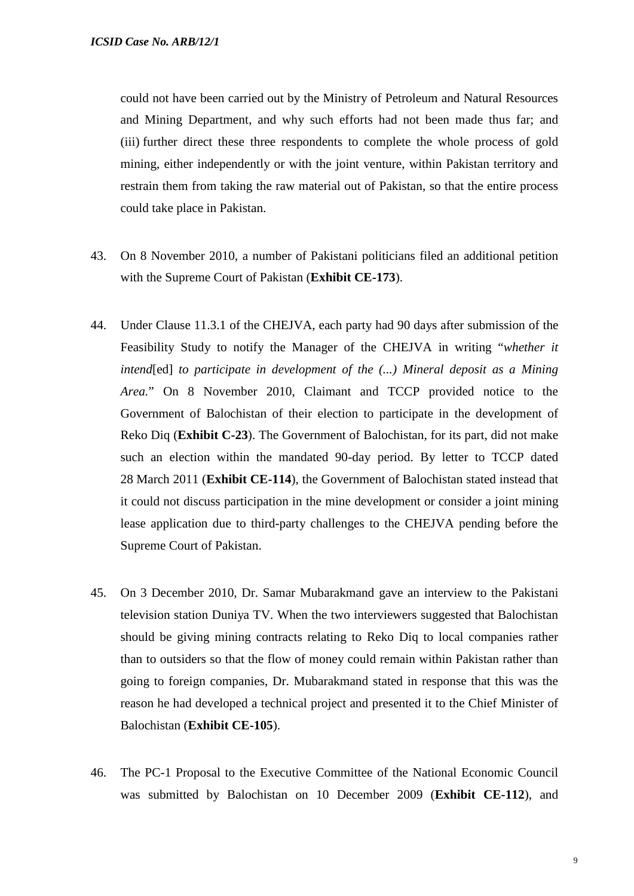could not have been carried out by the Ministry of Petroleum and Natural Resources and Mining Department, and why such efforts had not been made thus far; and (iii) further direct these three respondents to complete the whole process of gold mining, either independently or with the joint venture, within Pakistan territory and restrain them from taking the raw material out of Pakistan, so that the entire process could take place in Pakistan.

43. On 8 November 2010, a number of Pakistani politicians filed an additional petition with the Supreme Court of Pakistan (**Exhibit CE-173**).

44. Under Clause 11.3.1 of the CHEJVA, each party had 90 days after submission of the Feasibility Study to notify the Manager of the CHEJVA in writing "*whether it intend*[ed] *to participate in development of the (...) Mineral deposit as a Mining Area.*" On 8 November 2010, Claimant and TCCP provided notice to the Government of Balochistan of their election to participate in the development of Reko Diq (**Exhibit C-23**). The Government of Balochistan, for its part, did not make such an election within the mandated 90-day period. By letter to TCCP dated 28 March 2011 (**Exhibit CE-114**), the Government of Balochistan stated instead that it could not discuss participation in the mine development or consider a joint mining lease application due to third-party challenges to the CHEJVA pending before the Supreme Court of Pakistan.

45. On 3 December 2010, Dr. Samar Mubarakmand gave an interview to the Pakistani television station Duniya TV. When the two interviewers suggested that Balochistan should be giving mining contracts relating to Reko Diq to local companies rather than to outsiders so that the flow of money could remain within Pakistan rather than going to foreign companies, Dr. Mubarakmand stated in response that this was the reason he had developed a technical project and presented it to the Chief Minister of Balochistan (**Exhibit CE-105**).

46. The PC-1 Proposal to the Executive Committee of the National Economic Council was submitted by Balochistan on 10 December 2009 (**Exhibit CE-112**), and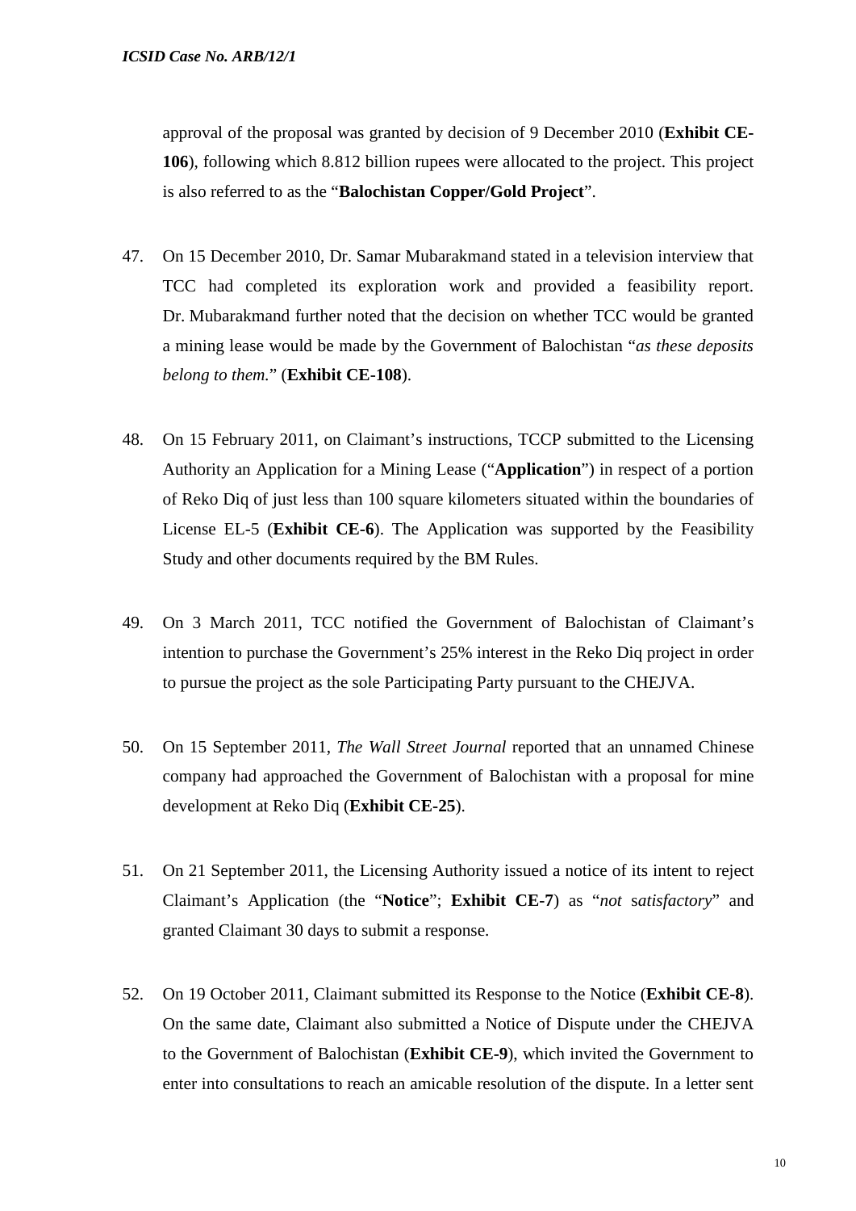approval of the proposal was granted by decision of 9 December 2010 (**Exhibit CE-106**), following which 8.812 billion rupees were allocated to the project. This project is also referred to as the "**Balochistan Copper/Gold Project**".

47. On 15 December 2010, Dr. Samar Mubarakmand stated in a television interview that TCC had completed its exploration work and provided a feasibility report. Dr. Mubarakmand further noted that the decision on whether TCC would be granted a mining lease would be made by the Government of Balochistan "*as these deposits belong to them.*" (**Exhibit CE-108**).

48. On 15 February 2011, on Claimant's instructions, TCCP submitted to the Licensing Authority an Application for a Mining Lease ("**Application**") in respect of a portion of Reko Diq of just less than 100 square kilometers situated within the boundaries of License EL-5 (**Exhibit CE-6**). The Application was supported by the Feasibility Study and other documents required by the BM Rules.

49. On 3 March 2011, TCC notified the Government of Balochistan of Claimant's intention to purchase the Government's 25% interest in the Reko Diq project in order to pursue the project as the sole Participating Party pursuant to the CHEJVA.

50. On 15 September 2011, *The Wall Street Journal* reported that an unnamed Chinese company had approached the Government of Balochistan with a proposal for mine development at Reko Diq (**Exhibit CE-25**).

51. On 21 September 2011, the Licensing Authority issued a notice of its intent to reject Claimant's Application (the "**Notice**"; **Exhibit CE-7**) as "*not satisfactory*" and granted Claimant 30 days to submit a response.

52. On 19 October 2011, Claimant submitted its Response to the Notice (**Exhibit CE-8**). On the same date, Claimant also submitted a Notice of Dispute under the CHEJVA to the Government of Balochistan (**Exhibit CE-9**), which invited the Government to enter into consultations to reach an amicable resolution of the dispute. In a letter sent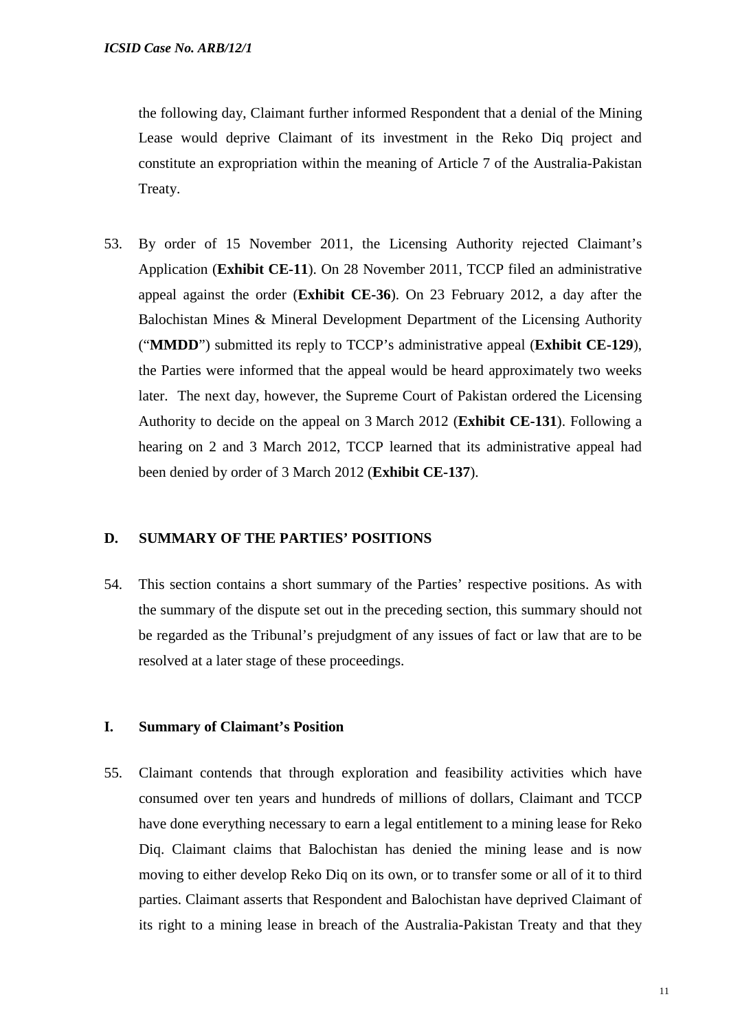the following day, Claimant further informed Respondent that a denial of the Mining Lease would deprive Claimant of its investment in the Reko Diq project and constitute an expropriation within the meaning of Article 7 of the Australia-Pakistan Treaty.

53. By order of 15 November 2011, the Licensing Authority rejected Claimant's Application (**Exhibit CE-11**). On 28 November 2011, TCCP filed an administrative appeal against the order (**Exhibit CE-36**). On 23 February 2012, a day after the Balochistan Mines & Mineral Development Department of the Licensing Authority ("**MMDD**") submitted its reply to TCCP's administrative appeal (**Exhibit CE-129**), the Parties were informed that the appeal would be heard approximately two weeks later. The next day, however, the Supreme Court of Pakistan ordered the Licensing Authority to decide on the appeal on 3 March 2012 (**Exhibit CE-131**). Following a hearing on 2 and 3 March 2012, TCCP learned that its administrative appeal had been denied by order of 3 March 2012 (**Exhibit CE-137**).

## D. SUMMARY OF THE PARTIES' POSITIONS

54. This section contains a short summary of the Parties' respective positions. As with the summary of the dispute set out in the preceding section, this summary should not be regarded as the Tribunal's prejudgment of any issues of fact or law that are to be resolved at a later stage of these proceedings.

### I. Summary of Claimant's Position

55. Claimant contends that through exploration and feasibility activities which have consumed over ten years and hundreds of millions of dollars, Claimant and TCCP have done everything necessary to earn a legal entitlement to a mining lease for Reko Diq. Claimant claims that Balochistan has denied the mining lease and is now moving to either develop Reko Diq on its own, or to transfer some or all of it to third parties. Claimant asserts that Respondent and Balochistan have deprived Claimant of its right to a mining lease in breach of the Australia-Pakistan Treaty and that they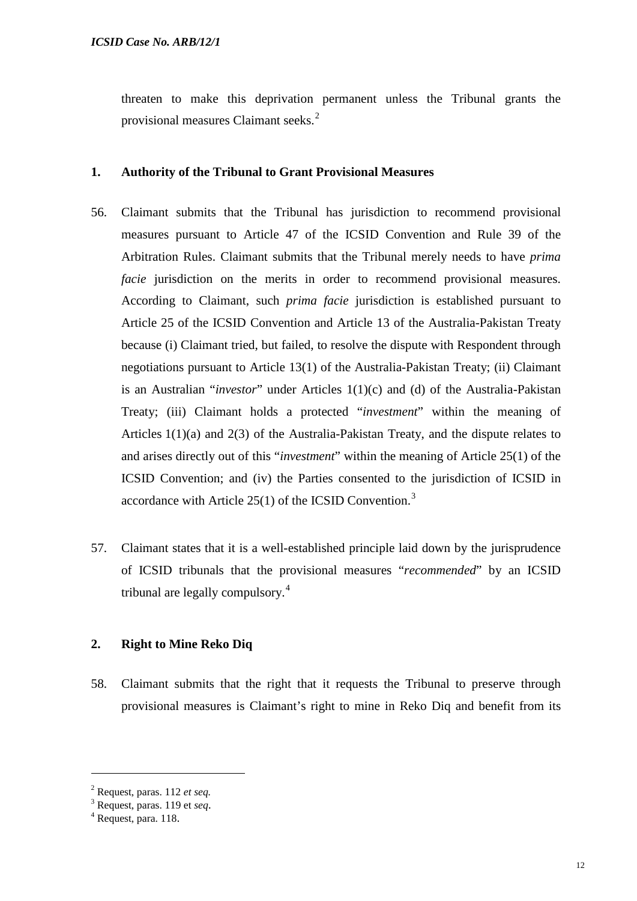threaten to make this deprivation permanent unless the Tribunal grants the provisional measures Claimant seeks.[2]

### 1. Authority of the Tribunal to Grant Provisional Measures

56. Claimant submits that the Tribunal has jurisdiction to recommend provisional measures pursuant to Article 47 of the ICSID Convention and Rule 39 of the Arbitration Rules. Claimant submits that the Tribunal merely needs to have *prima facie* jurisdiction on the merits in order to recommend provisional measures. According to Claimant, such *prima facie* jurisdiction is established pursuant to Article 25 of the ICSID Convention and Article 13 of the Australia-Pakistan Treaty because (i) Claimant tried, but failed, to resolve the dispute with Respondent through negotiations pursuant to Article 13(1) of the Australia-Pakistan Treaty; (ii) Claimant is an Australian "*investor*" under Articles 1(1)(c) and (d) of the Australia-Pakistan Treaty; (iii) Claimant holds a protected "*investment*" within the meaning of Articles 1(1)(a) and 2(3) of the Australia-Pakistan Treaty, and the dispute relates to and arises directly out of this "*investment*" within the meaning of Article 25(1) of the ICSID Convention; and (iv) the Parties consented to the jurisdiction of ICSID in accordance with Article 25(1) of the ICSID Convention.[3]

57. Claimant states that it is a well-established principle laid down by the jurisprudence of ICSID tribunals that the provisional measures "*recommended*" by an ICSID tribunal are legally compulsory.[4]

### 2. Right to Mine Reko Diq

58. Claimant submits that the right that it requests the Tribunal to preserve through provisional measures is Claimant's right to mine in Reko Diq and benefit from its

---

[2] Request, paras. 112 *et seq.*
[3] Request, paras. 119 et *seq*.
[4] Request, para. 118.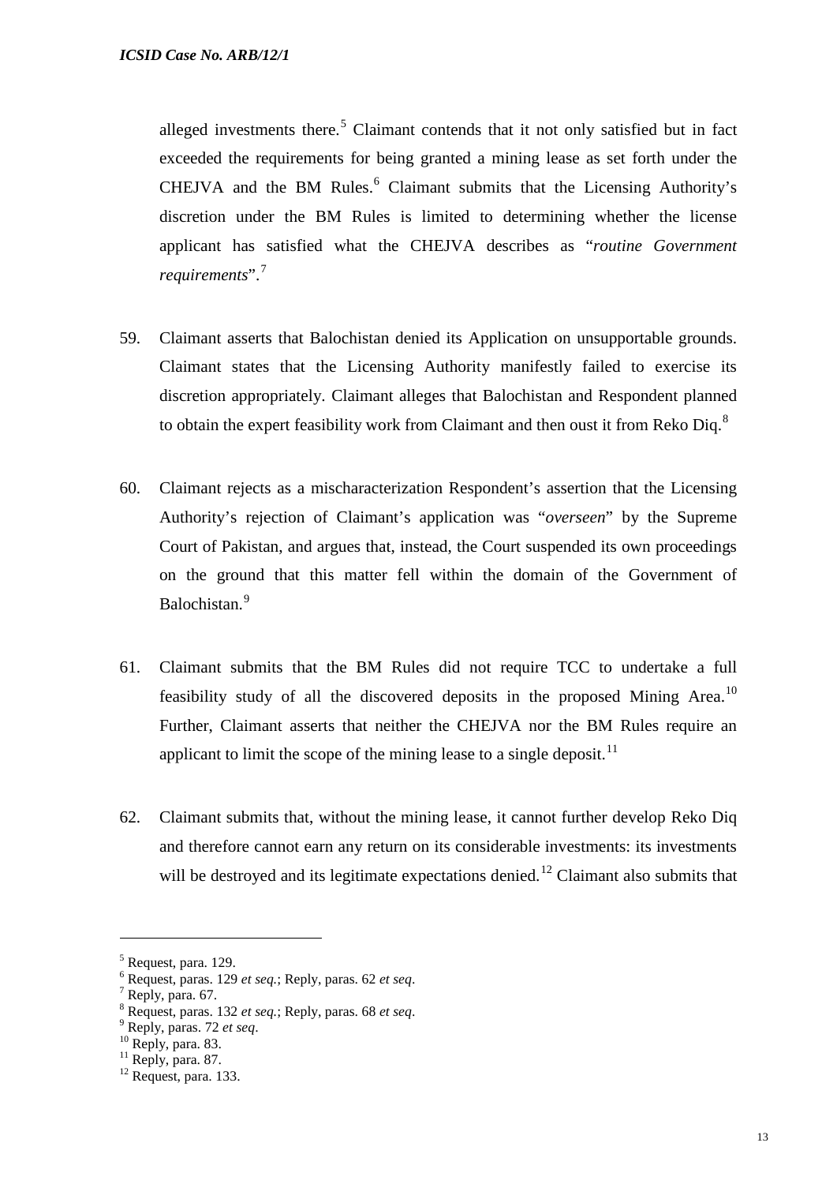alleged investments there.[5] Claimant contends that it not only satisfied but in fact exceeded the requirements for being granted a mining lease as set forth under the CHEJVA and the BM Rules.[6] Claimant submits that the Licensing Authority's discretion under the BM Rules is limited to determining whether the license applicant has satisfied what the CHEJVA describes as "*routine Government requirements*".[7]

59. Claimant asserts that Balochistan denied its Application on unsupportable grounds. Claimant states that the Licensing Authority manifestly failed to exercise its discretion appropriately. Claimant alleges that Balochistan and Respondent planned to obtain the expert feasibility work from Claimant and then oust it from Reko Diq.[8]

60. Claimant rejects as a mischaracterization Respondent's assertion that the Licensing Authority's rejection of Claimant's application was "*overseen*" by the Supreme Court of Pakistan, and argues that, instead, the Court suspended its own proceedings on the ground that this matter fell within the domain of the Government of Balochistan.[9]

61. Claimant submits that the BM Rules did not require TCC to undertake a full feasibility study of all the discovered deposits in the proposed Mining Area.[10] Further, Claimant asserts that neither the CHEJVA nor the BM Rules require an applicant to limit the scope of the mining lease to a single deposit.[11]

62. Claimant submits that, without the mining lease, it cannot further develop Reko Diq and therefore cannot earn any return on its considerable investments: its investments will be destroyed and its legitimate expectations denied.[12] Claimant also submits that

---

[5] Request, para. 129.
[6] Request, paras. 129 *et seq.*; Reply, paras. 62 *et seq*.
[7] Reply, para. 67.
[8] Request, paras. 132 *et seq.*; Reply, paras. 68 *et seq*.
[9] Reply, paras. 72 *et seq*.
[10] Reply, para. 83.
[11] Reply, para. 87.
[12] Request, para. 133.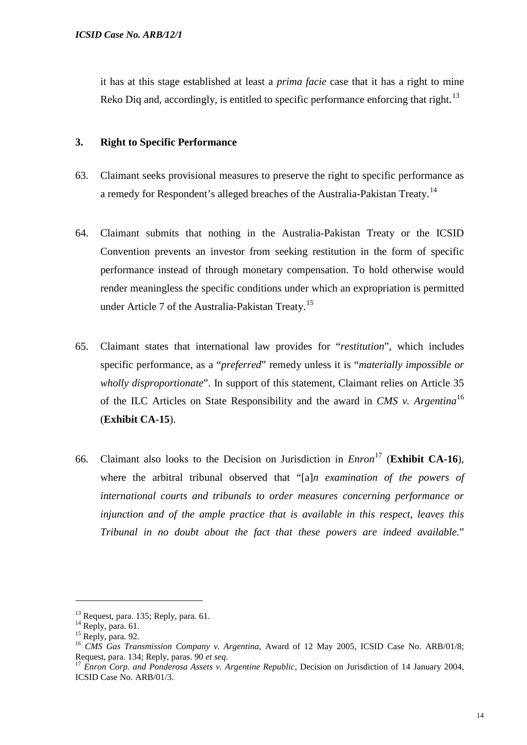it has at this stage established at least a *prima facie* case that it has a right to mine Reko Diq and, accordingly, is entitled to specific performance enforcing that right.[13]

### 3. Right to Specific Performance

63. Claimant seeks provisional measures to preserve the right to specific performance as a remedy for Respondent's alleged breaches of the Australia-Pakistan Treaty.[14]

64. Claimant submits that nothing in the Australia-Pakistan Treaty or the ICSID Convention prevents an investor from seeking restitution in the form of specific performance instead of through monetary compensation. To hold otherwise would render meaningless the specific conditions under which an expropriation is permitted under Article 7 of the Australia-Pakistan Treaty.[15]

65. Claimant states that international law provides for "*restitution*", which includes specific performance, as a "*preferred*" remedy unless it is "*materially impossible or wholly disproportionate*". In support of this statement, Claimant relies on Article 35 of the ILC Articles on State Responsibility and the award in *CMS v. Argentina*[16] (**Exhibit CA-15**).

66. Claimant also looks to the Decision on Jurisdiction in *Enron*[17] (**Exhibit CA-16**), where the arbitral tribunal observed that "[a]*n examination of the powers of international courts and tribunals to order measures concerning performance or injunction and of the ample practice that is available in this respect, leaves this Tribunal in no doubt about the fact that these powers are indeed available.*"

---

[13] Request, para. 135; Reply, para. 61.

[14] Reply, para. 61.

[15] Reply, para. 92.

[16] *CMS Gas Transmission Company v. Argentina*, Award of 12 May 2005, ICSID Case No. ARB/01/8; Request, para. 134; Reply, paras. 90 *et seq.*

[17] *Enron Corp. and Ponderosa Assets v. Argentine Republic*, Decision on Jurisdiction of 14 January 2004, ICSID Case No. ARB/01/3.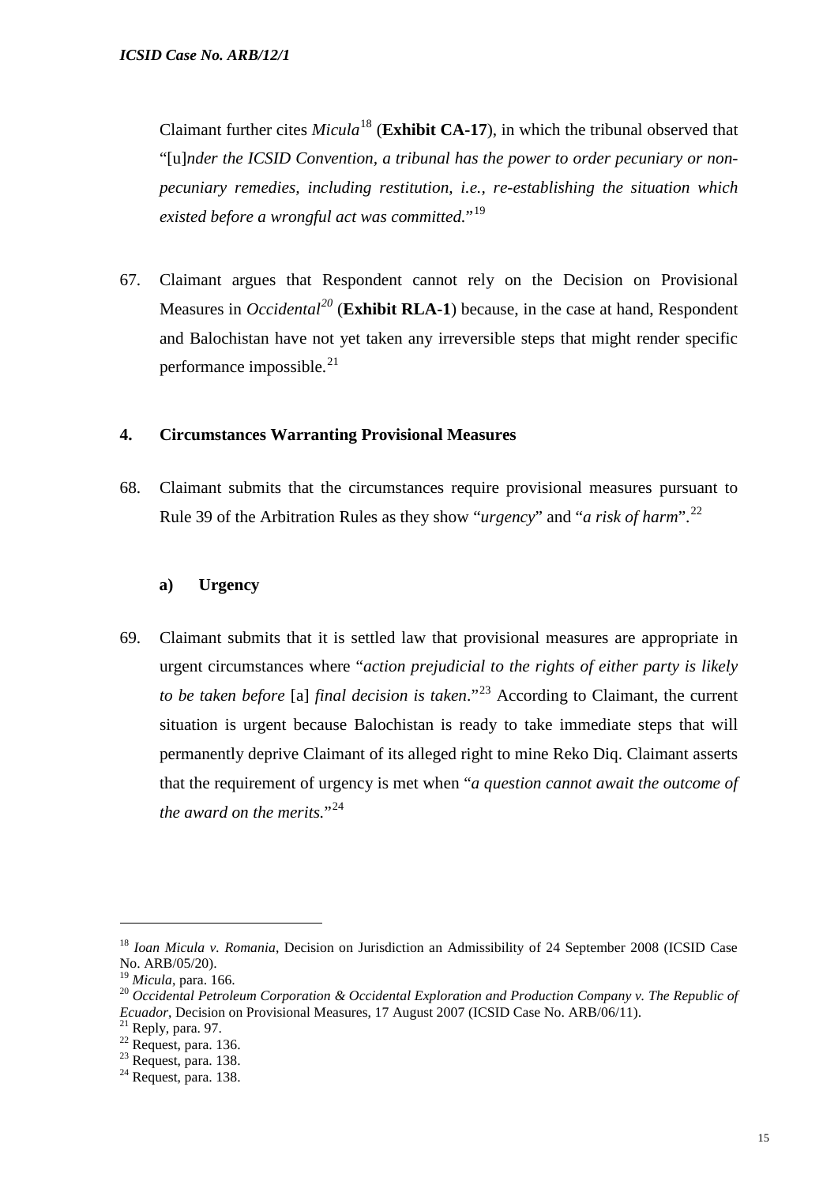Claimant further cites *Micula*[18] (**Exhibit CA-17**), in which the tribunal observed that "[u]*nder the ICSID Convention, a tribunal has the power to order pecuniary or non-pecuniary remedies, including restitution, i.e., re-establishing the situation which existed before a wrongful act was committed.*"[19]

67. Claimant argues that Respondent cannot rely on the Decision on Provisional Measures in *Occidental*[20] (**Exhibit RLA-1**) because, in the case at hand, Respondent and Balochistan have not yet taken any irreversible steps that might render specific performance impossible.[21]

### 4. Circumstances Warranting Provisional Measures

68. Claimant submits that the circumstances require provisional measures pursuant to Rule 39 of the Arbitration Rules as they show "*urgency*" and "*a risk of harm*".[22]

#### a) Urgency

69. Claimant submits that it is settled law that provisional measures are appropriate in urgent circumstances where "*action prejudicial to the rights of either party is likely to be taken before* [a] *final decision is taken.*"[23] According to Claimant, the current situation is urgent because Balochistan is ready to take immediate steps that will permanently deprive Claimant of its alleged right to mine Reko Diq. Claimant asserts that the requirement of urgency is met when "*a question cannot await the outcome of the award on the merits.*"[24]

---

[18] *Ioan Micula v. Romania*, Decision on Jurisdiction an Admissibility of 24 September 2008 (ICSID Case No. ARB/05/20).

[19] *Micula*, para. 166.

[20] *Occidental Petroleum Corporation & Occidental Exploration and Production Company v. The Republic of Ecuador*, Decision on Provisional Measures, 17 August 2007 (ICSID Case No. ARB/06/11).

[21] Reply, para. 97.

[22] Request, para. 136.

[23] Request, para. 138.

[24] Request, para. 138.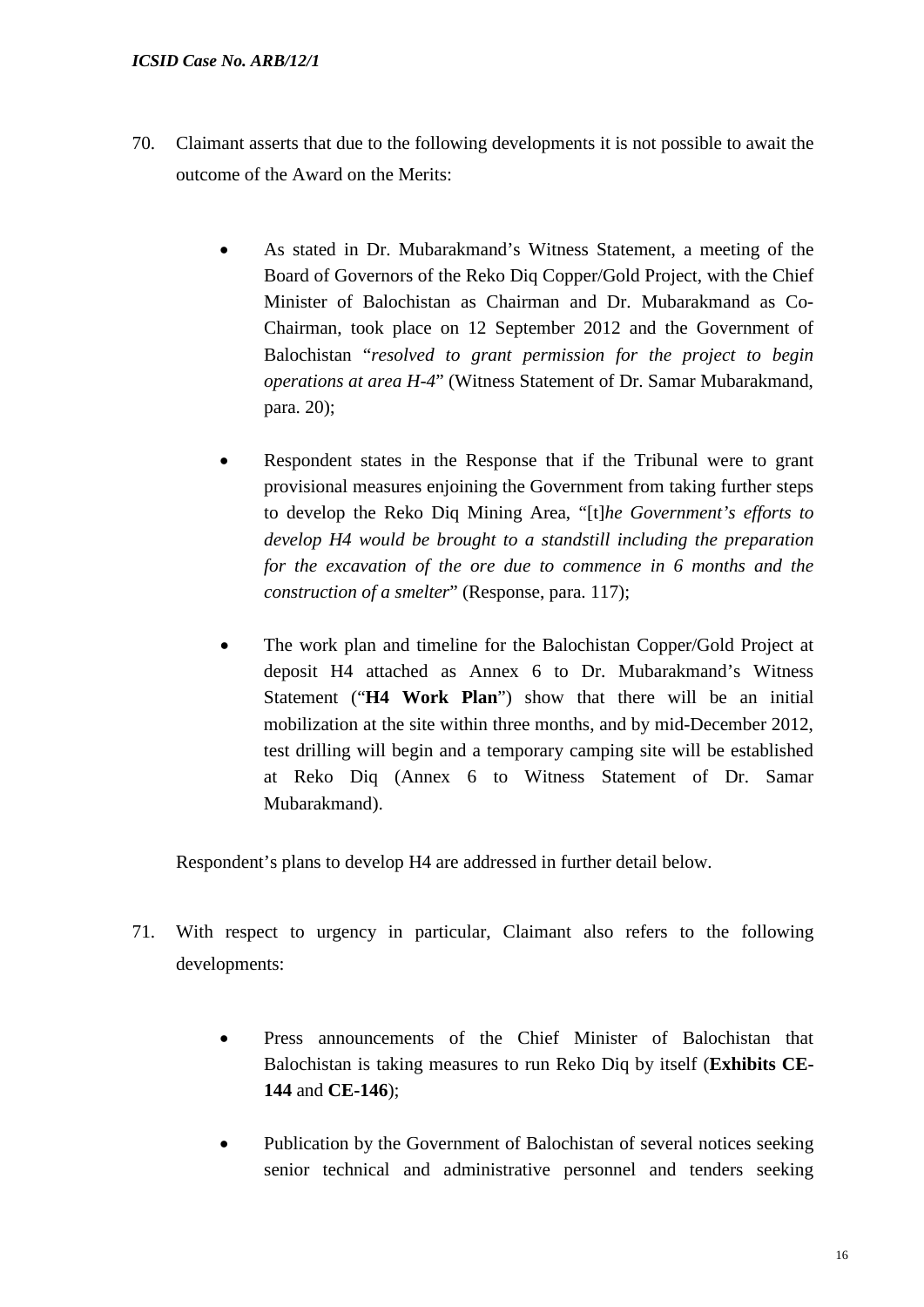70. Claimant asserts that due to the following developments it is not possible to await the outcome of the Award on the Merits:

    - As stated in Dr. Mubarakmand's Witness Statement, a meeting of the Board of Governors of the Reko Diq Copper/Gold Project, with the Chief Minister of Balochistan as Chairman and Dr. Mubarakmand as Co-Chairman, took place on 12 September 2012 and the Government of Balochistan "*resolved to grant permission for the project to begin operations at area H-4*" (Witness Statement of Dr. Samar Mubarakmand, para. 20);

    - Respondent states in the Response that if the Tribunal were to grant provisional measures enjoining the Government from taking further steps to develop the Reko Diq Mining Area, "[t]*he Government's efforts to develop H4 would be brought to a standstill including the preparation for the excavation of the ore due to commence in 6 months and the construction of a smelter*" (Response, para. 117);

    - The work plan and timeline for the Balochistan Copper/Gold Project at deposit H4 attached as Annex 6 to Dr. Mubarakmand's Witness Statement ("**H4 Work Plan**") show that there will be an initial mobilization at the site within three months, and by mid-December 2012, test drilling will begin and a temporary camping site will be established at Reko Diq (Annex 6 to Witness Statement of Dr. Samar Mubarakmand).

    Respondent's plans to develop H4 are addressed in further detail below.

71. With respect to urgency in particular, Claimant also refers to the following developments:

    - Press announcements of the Chief Minister of Balochistan that Balochistan is taking measures to run Reko Diq by itself (**Exhibits CE-144** and **CE-146**);

    - Publication by the Government of Balochistan of several notices seeking senior technical and administrative personnel and tenders seeking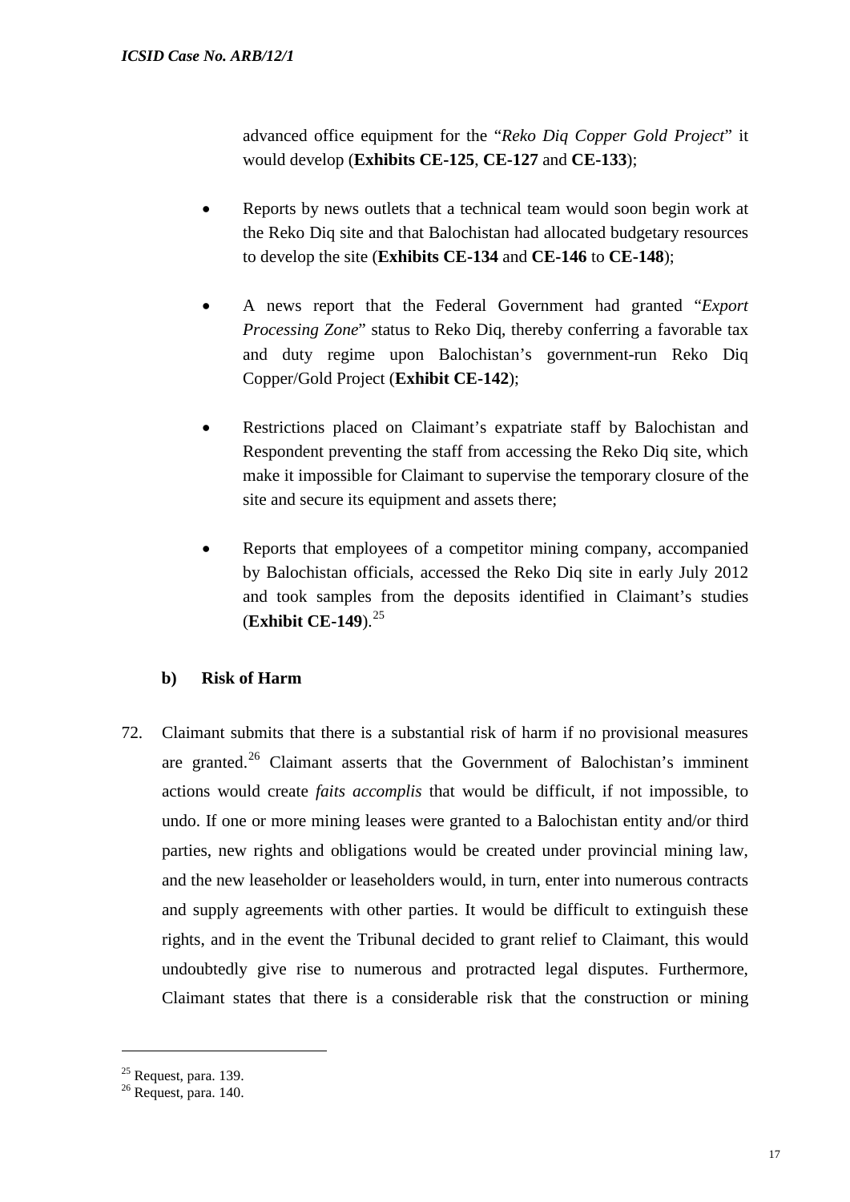advanced office equipment for the "*Reko Diq Copper Gold Project*" it would develop (**Exhibits CE-125**, **CE-127** and **CE-133**);

- Reports by news outlets that a technical team would soon begin work at the Reko Diq site and that Balochistan had allocated budgetary resources to develop the site (**Exhibits CE-134** and **CE-146** to **CE-148**);

- A news report that the Federal Government had granted "*Export Processing Zone*" status to Reko Diq, thereby conferring a favorable tax and duty regime upon Balochistan's government-run Reko Diq Copper/Gold Project (**Exhibit CE-142**);

- Restrictions placed on Claimant's expatriate staff by Balochistan and Respondent preventing the staff from accessing the Reko Diq site, which make it impossible for Claimant to supervise the temporary closure of the site and secure its equipment and assets there;

- Reports that employees of a competitor mining company, accompanied by Balochistan officials, accessed the Reko Diq site in early July 2012 and took samples from the deposits identified in Claimant's studies (**Exhibit CE-149**).[25]

### b) Risk of Harm

72. Claimant submits that there is a substantial risk of harm if no provisional measures are granted.[26] Claimant asserts that the Government of Balochistan's imminent actions would create *faits accomplis* that would be difficult, if not impossible, to undo. If one or more mining leases were granted to a Balochistan entity and/or third parties, new rights and obligations would be created under provincial mining law, and the new leaseholder or leaseholders would, in turn, enter into numerous contracts and supply agreements with other parties. It would be difficult to extinguish these rights, and in the event the Tribunal decided to grant relief to Claimant, this would undoubtedly give rise to numerous and protracted legal disputes. Furthermore, Claimant states that there is a considerable risk that the construction or mining

---

[25] Request, para. 139.

[26] Request, para. 140.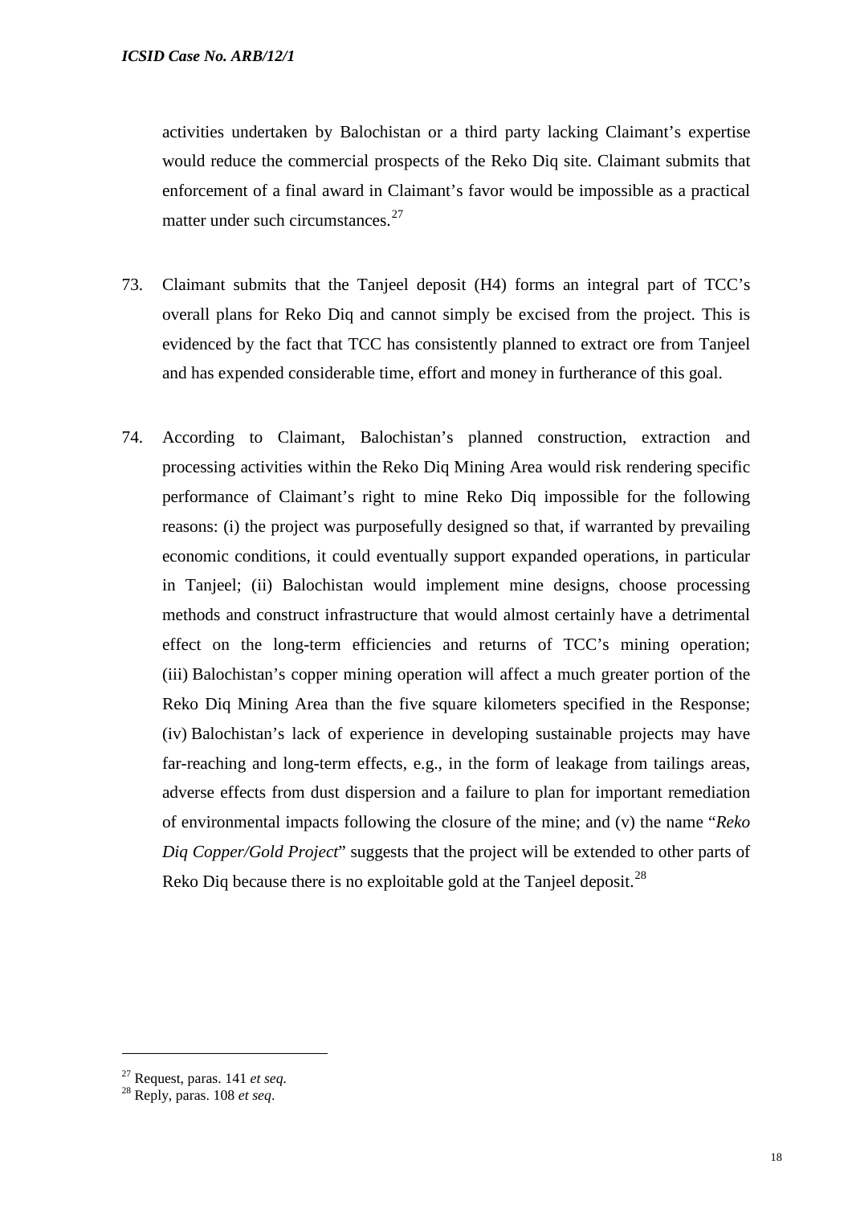activities undertaken by Balochistan or a third party lacking Claimant's expertise would reduce the commercial prospects of the Reko Diq site. Claimant submits that enforcement of a final award in Claimant's favor would be impossible as a practical matter under such circumstances.[27]

73. Claimant submits that the Tanjeel deposit (H4) forms an integral part of TCC's overall plans for Reko Diq and cannot simply be excised from the project. This is evidenced by the fact that TCC has consistently planned to extract ore from Tanjeel and has expended considerable time, effort and money in furtherance of this goal.

74. According to Claimant, Balochistan's planned construction, extraction and processing activities within the Reko Diq Mining Area would risk rendering specific performance of Claimant's right to mine Reko Diq impossible for the following reasons: (i) the project was purposefully designed so that, if warranted by prevailing economic conditions, it could eventually support expanded operations, in particular in Tanjeel; (ii) Balochistan would implement mine designs, choose processing methods and construct infrastructure that would almost certainly have a detrimental effect on the long-term efficiencies and returns of TCC's mining operation; (iii) Balochistan's copper mining operation will affect a much greater portion of the Reko Diq Mining Area than the five square kilometers specified in the Response; (iv) Balochistan's lack of experience in developing sustainable projects may have far-reaching and long-term effects, e.g., in the form of leakage from tailings areas, adverse effects from dust dispersion and a failure to plan for important remediation of environmental impacts following the closure of the mine; and (v) the name "*Reko Diq Copper/Gold Project*" suggests that the project will be extended to other parts of Reko Diq because there is no exploitable gold at the Tanjeel deposit.[28]

---

[27] Request, paras. 141 *et seq.*

[28] Reply, paras. 108 *et seq*.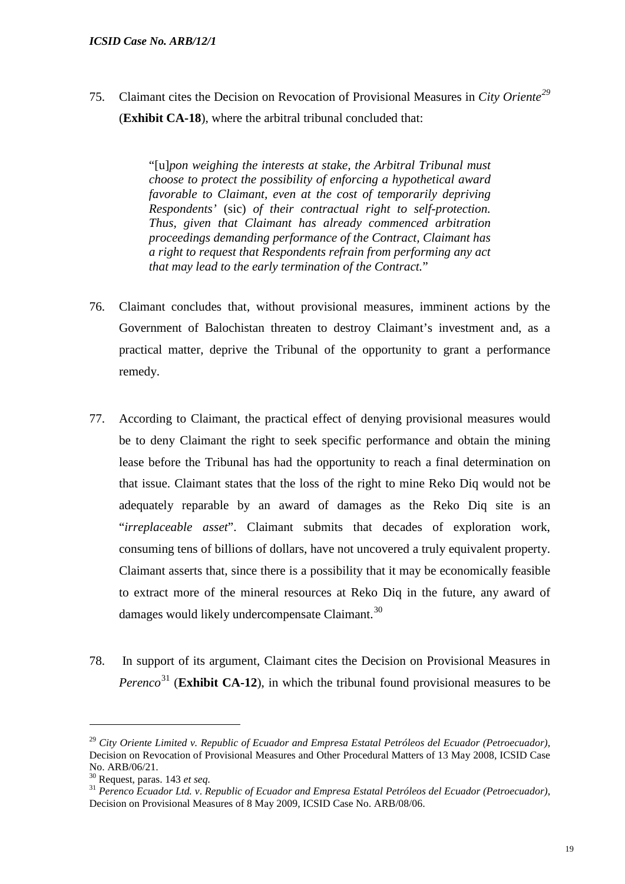75. Claimant cites the Decision on Revocation of Provisional Measures in *City Oriente*[29] (**Exhibit CA-18**), where the arbitral tribunal concluded that:

> "[u]*pon weighing the interests at stake, the Arbitral Tribunal must choose to protect the possibility of enforcing a hypothetical award favorable to Claimant, even at the cost of temporarily depriving Respondents'* (sic) *of their contractual right to self-protection. Thus, given that Claimant has already commenced arbitration proceedings demanding performance of the Contract, Claimant has a right to request that Respondents refrain from performing any act that may lead to the early termination of the Contract.*"

76. Claimant concludes that, without provisional measures, imminent actions by the Government of Balochistan threaten to destroy Claimant's investment and, as a practical matter, deprive the Tribunal of the opportunity to grant a performance remedy.

77. According to Claimant, the practical effect of denying provisional measures would be to deny Claimant the right to seek specific performance and obtain the mining lease before the Tribunal has had the opportunity to reach a final determination on that issue. Claimant states that the loss of the right to mine Reko Diq would not be adequately reparable by an award of damages as the Reko Diq site is an "*irreplaceable asset*". Claimant submits that decades of exploration work, consuming tens of billions of dollars, have not uncovered a truly equivalent property. Claimant asserts that, since there is a possibility that it may be economically feasible to extract more of the mineral resources at Reko Diq in the future, any award of damages would likely undercompensate Claimant.[30]

78. In support of its argument, Claimant cites the Decision on Provisional Measures in *Perenco*[31] (**Exhibit CA-12**), in which the tribunal found provisional measures to be

---

[29] *City Oriente Limited v. Republic of Ecuador and Empresa Estatal Petróleos del Ecuador (Petroecuador)*, Decision on Revocation of Provisional Measures and Other Procedural Matters of 13 May 2008, ICSID Case No. ARB/06/21.

[30] Request, paras. 143 *et seq.*

[31] *Perenco Ecuador Ltd. v. Republic of Ecuador and Empresa Estatal Petróleos del Ecuador (Petroecuador)*, Decision on Provisional Measures of 8 May 2009, ICSID Case No. ARB/08/06.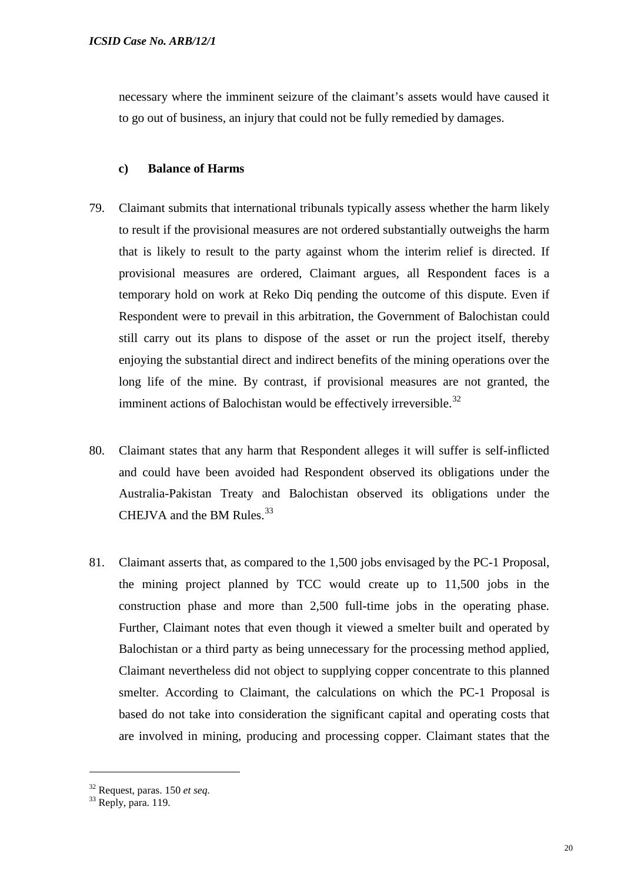necessary where the imminent seizure of the claimant's assets would have caused it to go out of business, an injury that could not be fully remedied by damages.

**c) Balance of Harms**

79. Claimant submits that international tribunals typically assess whether the harm likely to result if the provisional measures are not ordered substantially outweighs the harm that is likely to result to the party against whom the interim relief is directed. If provisional measures are ordered, Claimant argues, all Respondent faces is a temporary hold on work at Reko Diq pending the outcome of this dispute. Even if Respondent were to prevail in this arbitration, the Government of Balochistan could still carry out its plans to dispose of the asset or run the project itself, thereby enjoying the substantial direct and indirect benefits of the mining operations over the long life of the mine. By contrast, if provisional measures are not granted, the imminent actions of Balochistan would be effectively irreversible.[32]

80. Claimant states that any harm that Respondent alleges it will suffer is self-inflicted and could have been avoided had Respondent observed its obligations under the Australia-Pakistan Treaty and Balochistan observed its obligations under the CHEJVA and the BM Rules.[33]

81. Claimant asserts that, as compared to the 1,500 jobs envisaged by the PC-1 Proposal, the mining project planned by TCC would create up to 11,500 jobs in the construction phase and more than 2,500 full-time jobs in the operating phase. Further, Claimant notes that even though it viewed a smelter built and operated by Balochistan or a third party as being unnecessary for the processing method applied, Claimant nevertheless did not object to supplying copper concentrate to this planned smelter. According to Claimant, the calculations on which the PC-1 Proposal is based do not take into consideration the significant capital and operating costs that are involved in mining, producing and processing copper. Claimant states that the

---

[32] Request, paras. 150 *et seq.*

[33] Reply, para. 119.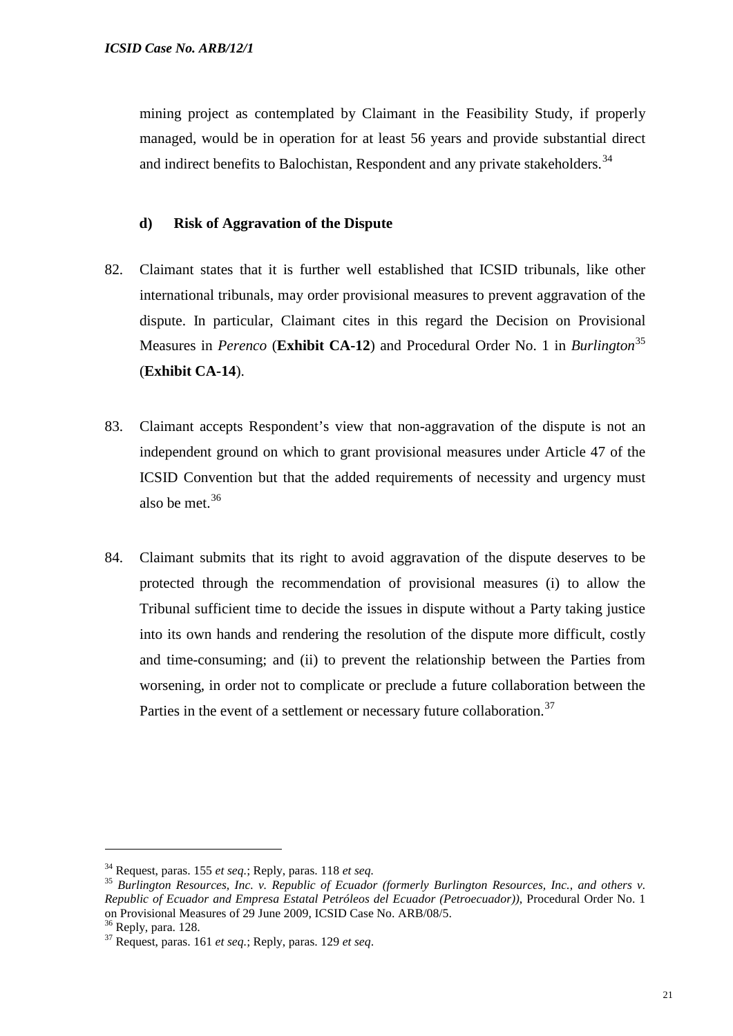mining project as contemplated by Claimant in the Feasibility Study, if properly managed, would be in operation for at least 56 years and provide substantial direct and indirect benefits to Balochistan, Respondent and any private stakeholders.[34]

#### d) Risk of Aggravation of the Dispute

82. Claimant states that it is further well established that ICSID tribunals, like other international tribunals, may order provisional measures to prevent aggravation of the dispute. In particular, Claimant cites in this regard the Decision on Provisional Measures in *Perenco* (**Exhibit CA-12**) and Procedural Order No. 1 in *Burlington*[35] (**Exhibit CA-14**).

83. Claimant accepts Respondent's view that non-aggravation of the dispute is not an independent ground on which to grant provisional measures under Article 47 of the ICSID Convention but that the added requirements of necessity and urgency must also be met.[36]

84. Claimant submits that its right to avoid aggravation of the dispute deserves to be protected through the recommendation of provisional measures (i) to allow the Tribunal sufficient time to decide the issues in dispute without a Party taking justice into its own hands and rendering the resolution of the dispute more difficult, costly and time-consuming; and (ii) to prevent the relationship between the Parties from worsening, in order not to complicate or preclude a future collaboration between the Parties in the event of a settlement or necessary future collaboration.[37]

---

[34] Request, paras. 155 *et seq.*; Reply, paras. 118 *et seq.*

[35] *Burlington Resources, Inc. v. Republic of Ecuador (formerly Burlington Resources, Inc., and others v. Republic of Ecuador and Empresa Estatal Petróleos del Ecuador (Petroecuador))*, Procedural Order No. 1 on Provisional Measures of 29 June 2009, ICSID Case No. ARB/08/5.

[36] Reply, para. 128.

[37] Request, paras. 161 *et seq.*; Reply, paras. 129 *et seq*.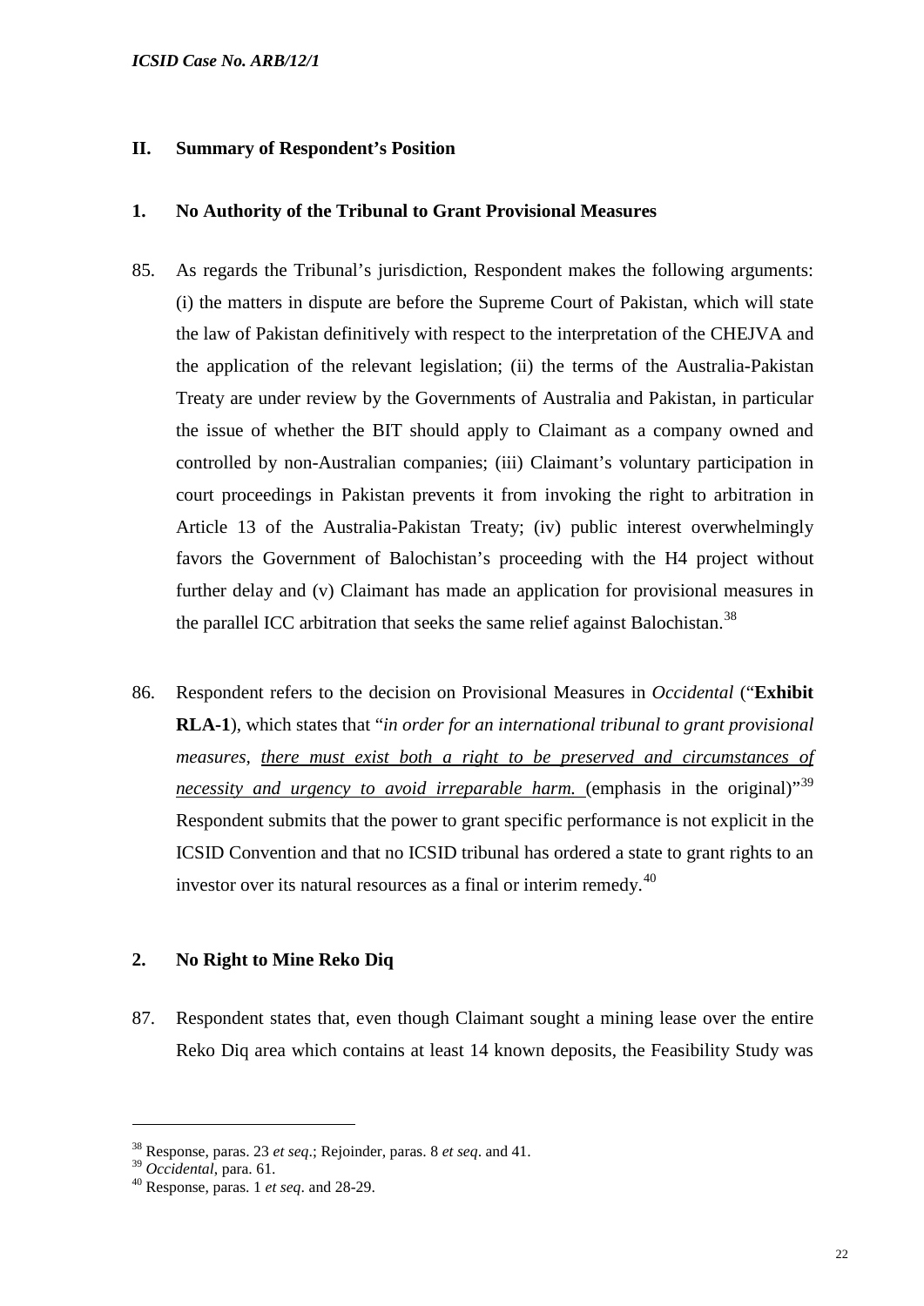## II. Summary of Respondent's Position

### 1. No Authority of the Tribunal to Grant Provisional Measures

85. As regards the Tribunal's jurisdiction, Respondent makes the following arguments: (i) the matters in dispute are before the Supreme Court of Pakistan, which will state the law of Pakistan definitively with respect to the interpretation of the CHEJVA and the application of the relevant legislation; (ii) the terms of the Australia-Pakistan Treaty are under review by the Governments of Australia and Pakistan, in particular the issue of whether the BIT should apply to Claimant as a company owned and controlled by non-Australian companies; (iii) Claimant's voluntary participation in court proceedings in Pakistan prevents it from invoking the right to arbitration in Article 13 of the Australia-Pakistan Treaty; (iv) public interest overwhelmingly favors the Government of Balochistan's proceeding with the H4 project without further delay and (v) Claimant has made an application for provisional measures in the parallel ICC arbitration that seeks the same relief against Balochistan.[38]

86. Respondent refers to the decision on Provisional Measures in *Occidental* ("**Exhibit RLA-1**), which states that "*in order for an international tribunal to grant provisional measures, there must exist both a right to be preserved and circumstances of necessity and urgency to avoid irreparable harm.* (emphasis in the original)"[39] Respondent submits that the power to grant specific performance is not explicit in the ICSID Convention and that no ICSID tribunal has ordered a state to grant rights to an investor over its natural resources as a final or interim remedy.[40]

### 2. No Right to Mine Reko Diq

87. Respondent states that, even though Claimant sought a mining lease over the entire Reko Diq area which contains at least 14 known deposits, the Feasibility Study was

---

[38] Response, paras. 23 *et seq*.; Rejoinder, paras. 8 *et seq*. and 41.

[39] *Occidental*, para. 61.

[40] Response, paras. 1 *et seq*. and 28-29.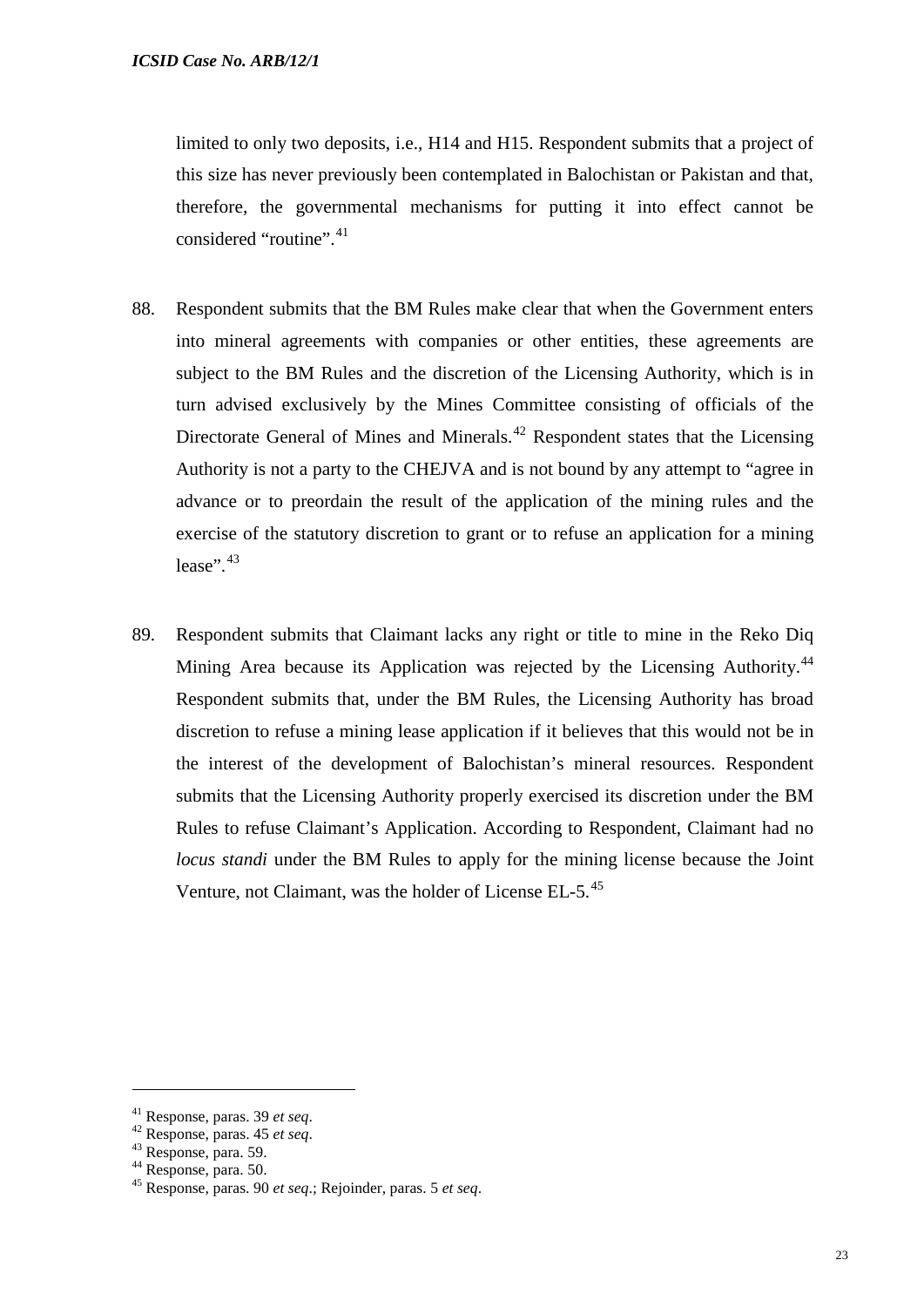limited to only two deposits, i.e., H14 and H15. Respondent submits that a project of this size has never previously been contemplated in Balochistan or Pakistan and that, therefore, the governmental mechanisms for putting it into effect cannot be considered "routine".[41]

88. Respondent submits that the BM Rules make clear that when the Government enters into mineral agreements with companies or other entities, these agreements are subject to the BM Rules and the discretion of the Licensing Authority, which is in turn advised exclusively by the Mines Committee consisting of officials of the Directorate General of Mines and Minerals.[42] Respondent states that the Licensing Authority is not a party to the CHEJVA and is not bound by any attempt to "agree in advance or to preordain the result of the application of the mining rules and the exercise of the statutory discretion to grant or to refuse an application for a mining lease".[43]

89. Respondent submits that Claimant lacks any right or title to mine in the Reko Diq Mining Area because its Application was rejected by the Licensing Authority.[44] Respondent submits that, under the BM Rules, the Licensing Authority has broad discretion to refuse a mining lease application if it believes that this would not be in the interest of the development of Balochistan's mineral resources. Respondent submits that the Licensing Authority properly exercised its discretion under the BM Rules to refuse Claimant's Application. According to Respondent, Claimant had no *locus standi* under the BM Rules to apply for the mining license because the Joint Venture, not Claimant, was the holder of License EL-5.[45]

---

[41] Response, paras. 39 *et seq*.

[42] Response, paras. 45 *et seq*.

[43] Response, para. 59.

[44] Response, para. 50.

[45] Response, paras. 90 *et seq*.; Rejoinder, paras. 5 *et seq*.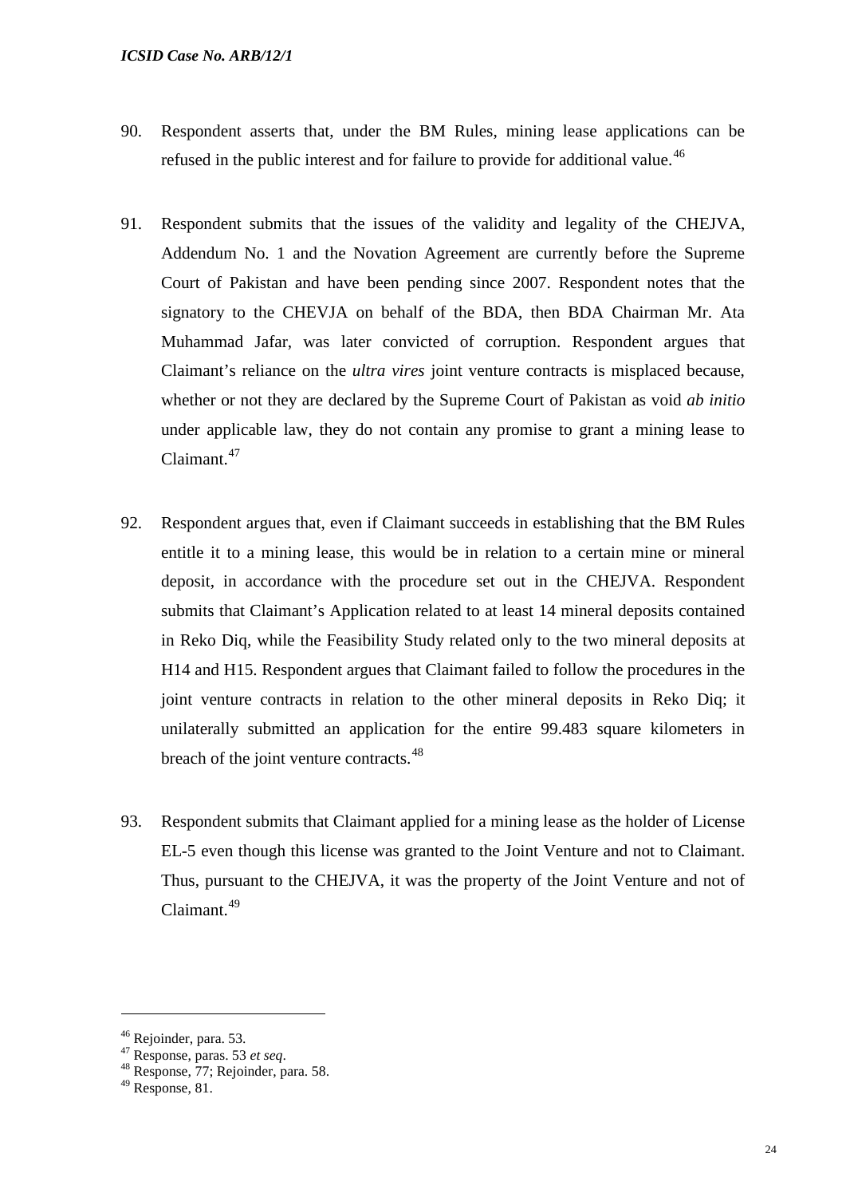90. Respondent asserts that, under the BM Rules, mining lease applications can be refused in the public interest and for failure to provide for additional value.[46]

91. Respondent submits that the issues of the validity and legality of the CHEJVA, Addendum No. 1 and the Novation Agreement are currently before the Supreme Court of Pakistan and have been pending since 2007. Respondent notes that the signatory to the CHEVJA on behalf of the BDA, then BDA Chairman Mr. Ata Muhammad Jafar, was later convicted of corruption. Respondent argues that Claimant's reliance on the *ultra vires* joint venture contracts is misplaced because, whether or not they are declared by the Supreme Court of Pakistan as void *ab initio* under applicable law, they do not contain any promise to grant a mining lease to Claimant.[47]

92. Respondent argues that, even if Claimant succeeds in establishing that the BM Rules entitle it to a mining lease, this would be in relation to a certain mine or mineral deposit, in accordance with the procedure set out in the CHEJVA. Respondent submits that Claimant's Application related to at least 14 mineral deposits contained in Reko Diq, while the Feasibility Study related only to the two mineral deposits at H14 and H15. Respondent argues that Claimant failed to follow the procedures in the joint venture contracts in relation to the other mineral deposits in Reko Diq; it unilaterally submitted an application for the entire 99.483 square kilometers in breach of the joint venture contracts.[48]

93. Respondent submits that Claimant applied for a mining lease as the holder of License EL-5 even though this license was granted to the Joint Venture and not to Claimant. Thus, pursuant to the CHEJVA, it was the property of the Joint Venture and not of Claimant.[49]

---

[46] Rejoinder, para. 53.
[47] Response, paras. 53 *et seq*.
[48] Response, 77; Rejoinder, para. 58.
[49] Response, 81.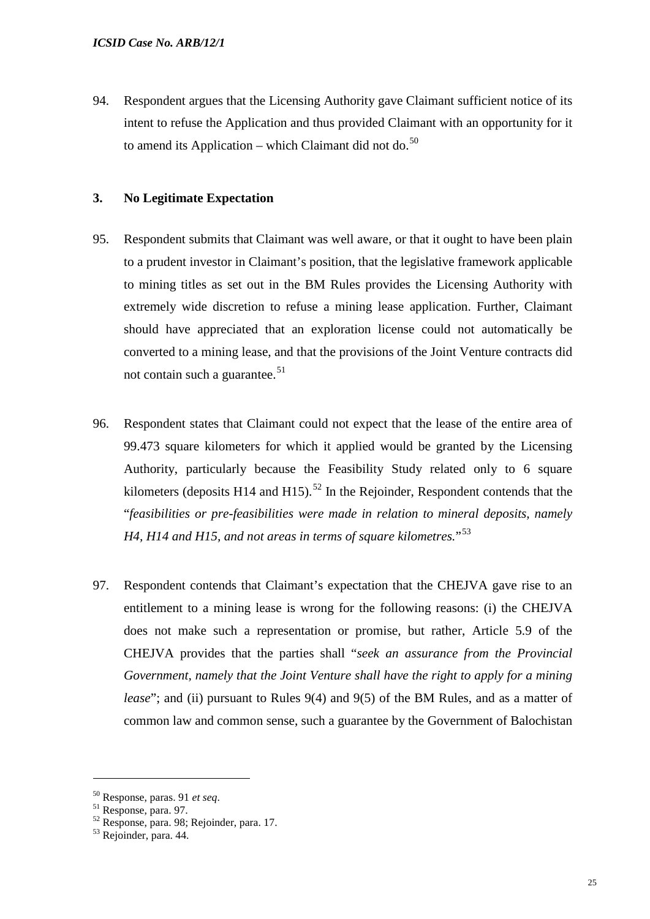94. Respondent argues that the Licensing Authority gave Claimant sufficient notice of its intent to refuse the Application and thus provided Claimant with an opportunity for it to amend its Application – which Claimant did not do.[50]

### 3. No Legitimate Expectation

95. Respondent submits that Claimant was well aware, or that it ought to have been plain to a prudent investor in Claimant's position, that the legislative framework applicable to mining titles as set out in the BM Rules provides the Licensing Authority with extremely wide discretion to refuse a mining lease application. Further, Claimant should have appreciated that an exploration license could not automatically be converted to a mining lease, and that the provisions of the Joint Venture contracts did not contain such a guarantee.[51]

96. Respondent states that Claimant could not expect that the lease of the entire area of 99.473 square kilometers for which it applied would be granted by the Licensing Authority, particularly because the Feasibility Study related only to 6 square kilometers (deposits H14 and H15).[52] In the Rejoinder, Respondent contends that the "*feasibilities or pre-feasibilities were made in relation to mineral deposits, namely H4, H14 and H15, and not areas in terms of square kilometres.*"[53]

97. Respondent contends that Claimant's expectation that the CHEJVA gave rise to an entitlement to a mining lease is wrong for the following reasons: (i) the CHEJVA does not make such a representation or promise, but rather, Article 5.9 of the CHEJVA provides that the parties shall "*seek an assurance from the Provincial Government, namely that the Joint Venture shall have the right to apply for a mining lease*"; and (ii) pursuant to Rules 9(4) and 9(5) of the BM Rules, and as a matter of common law and common sense, such a guarantee by the Government of Balochistan

---

[50] Response, paras. 91 *et seq*.

[51] Response, para. 97.

[52] Response, para. 98; Rejoinder, para. 17.

[53] Rejoinder, para. 44.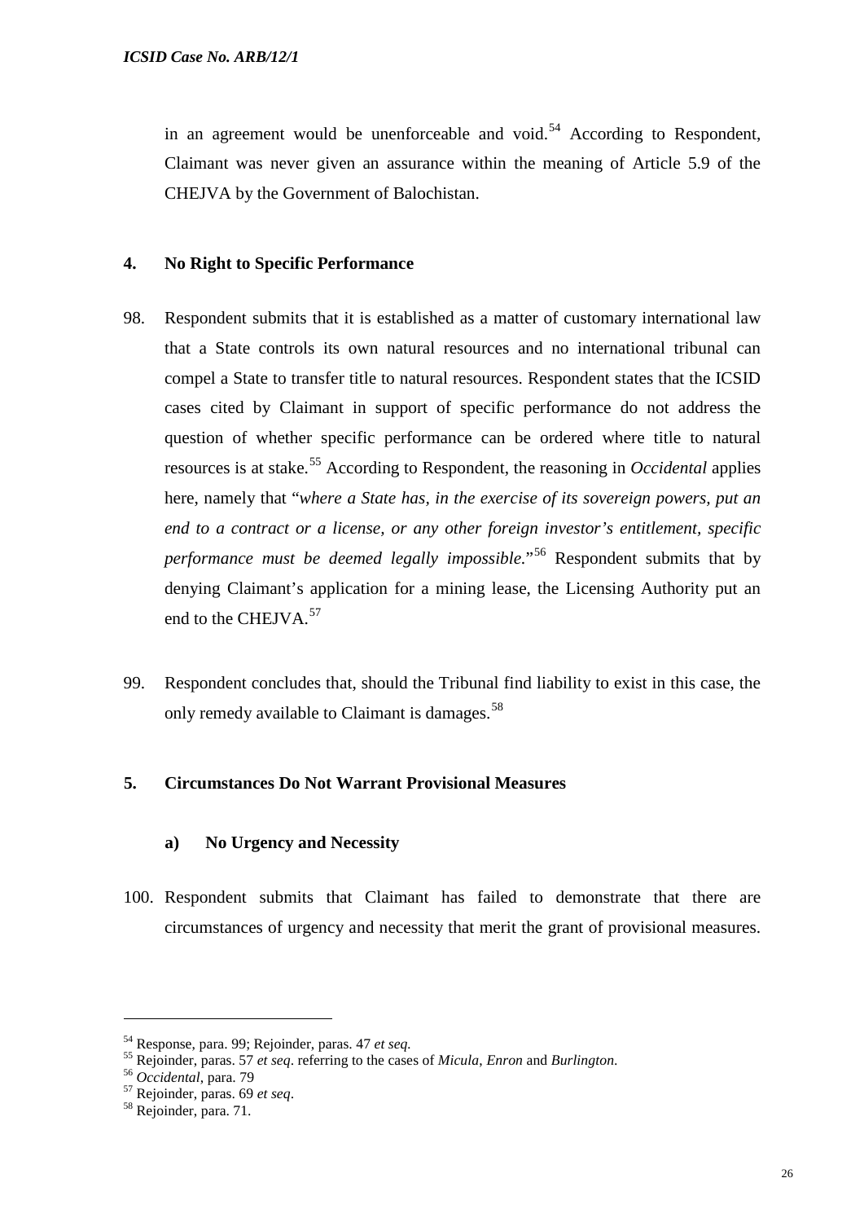in an agreement would be unenforceable and void.[54] According to Respondent, Claimant was never given an assurance within the meaning of Article 5.9 of the CHEJVA by the Government of Balochistan.

### 4. No Right to Specific Performance

98. Respondent submits that it is established as a matter of customary international law that a State controls its own natural resources and no international tribunal can compel a State to transfer title to natural resources. Respondent states that the ICSID cases cited by Claimant in support of specific performance do not address the question of whether specific performance can be ordered where title to natural resources is at stake.[55] According to Respondent, the reasoning in *Occidental* applies here, namely that "*where a State has, in the exercise of its sovereign powers, put an end to a contract or a license, or any other foreign investor's entitlement, specific performance must be deemed legally impossible.*"[56] Respondent submits that by denying Claimant's application for a mining lease, the Licensing Authority put an end to the CHEJVA.[57]

99. Respondent concludes that, should the Tribunal find liability to exist in this case, the only remedy available to Claimant is damages.[58]

### 5. Circumstances Do Not Warrant Provisional Measures

#### a) No Urgency and Necessity

100. Respondent submits that Claimant has failed to demonstrate that there are circumstances of urgency and necessity that merit the grant of provisional measures.

---

[54] Response, para. 99; Rejoinder, paras. 47 *et seq.*

[55] Rejoinder, paras. 57 *et seq*. referring to the cases of *Micula*, *Enron* and *Burlington.*

[56] *Occidental*, para. 79

[57] Rejoinder, paras. 69 *et seq*.

[58] Rejoinder, para. 71.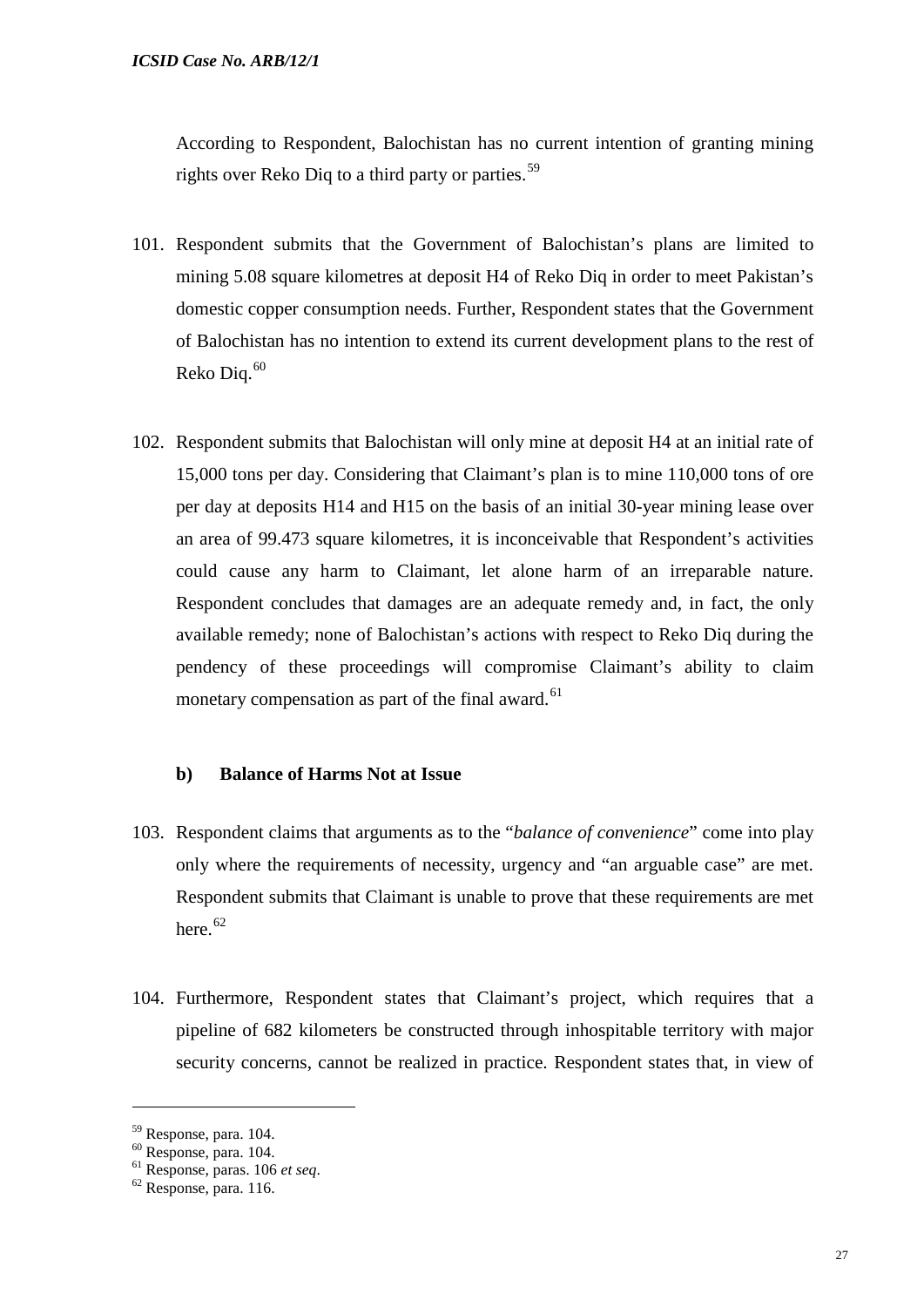According to Respondent, Balochistan has no current intention of granting mining rights over Reko Diq to a third party or parties.[59]

101. Respondent submits that the Government of Balochistan's plans are limited to mining 5.08 square kilometres at deposit H4 of Reko Diq in order to meet Pakistan's domestic copper consumption needs. Further, Respondent states that the Government of Balochistan has no intention to extend its current development plans to the rest of Reko Diq.[60]

102. Respondent submits that Balochistan will only mine at deposit H4 at an initial rate of 15,000 tons per day. Considering that Claimant's plan is to mine 110,000 tons of ore per day at deposits H14 and H15 on the basis of an initial 30-year mining lease over an area of 99.473 square kilometres, it is inconceivable that Respondent's activities could cause any harm to Claimant, let alone harm of an irreparable nature. Respondent concludes that damages are an adequate remedy and, in fact, the only available remedy; none of Balochistan's actions with respect to Reko Diq during the pendency of these proceedings will compromise Claimant's ability to claim monetary compensation as part of the final award.[61]

### b) Balance of Harms Not at Issue

103. Respondent claims that arguments as to the "*balance of convenience*" come into play only where the requirements of necessity, urgency and "an arguable case" are met. Respondent submits that Claimant is unable to prove that these requirements are met here.[62]

104. Furthermore, Respondent states that Claimant's project, which requires that a pipeline of 682 kilometers be constructed through inhospitable territory with major security concerns, cannot be realized in practice. Respondent states that, in view of

---

[59] Response, para. 104.

[60] Response, para. 104.

[61] Response, paras. 106 *et seq*.

[62] Response, para. 116.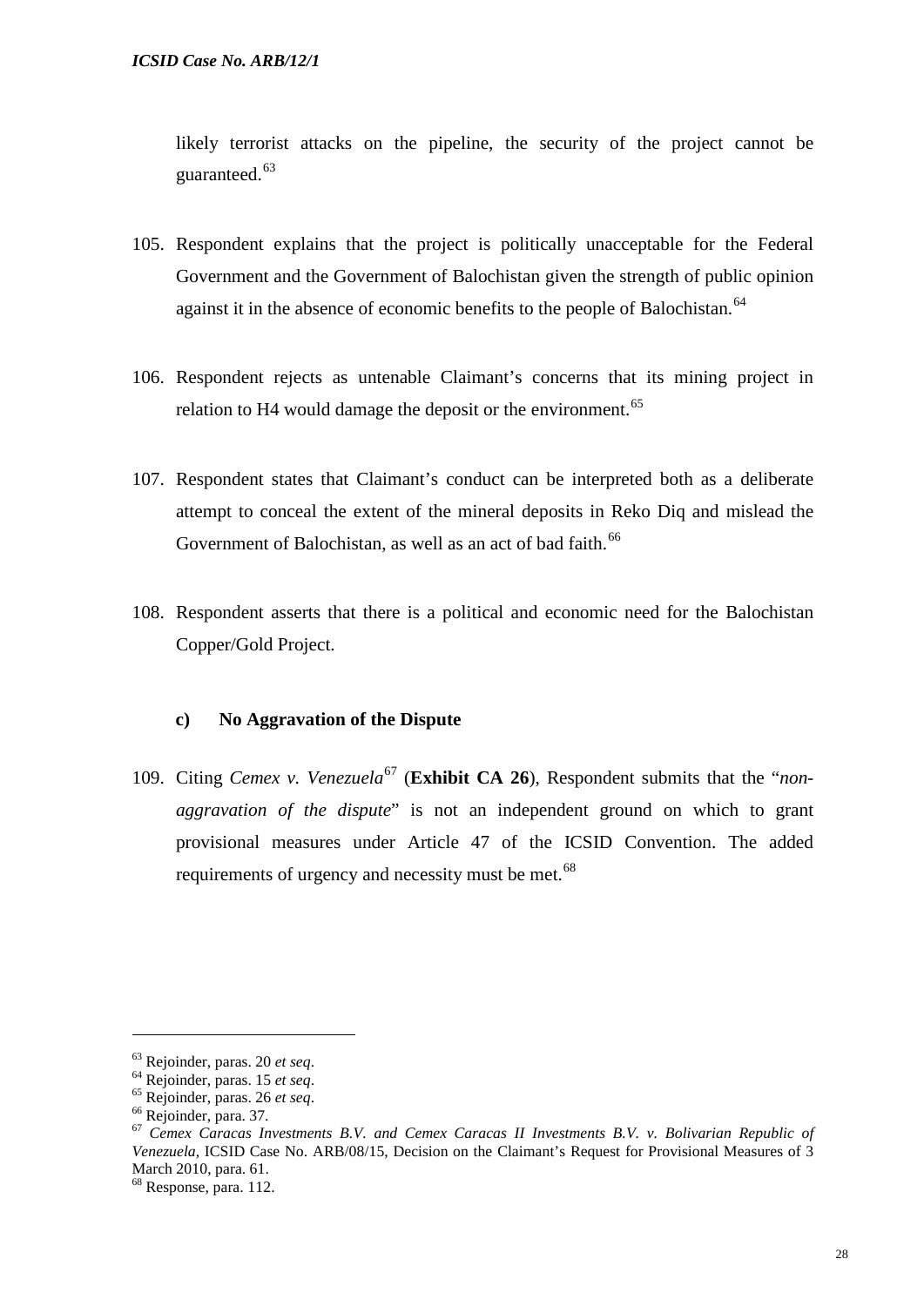likely terrorist attacks on the pipeline, the security of the project cannot be guaranteed.[63]

105. Respondent explains that the project is politically unacceptable for the Federal Government and the Government of Balochistan given the strength of public opinion against it in the absence of economic benefits to the people of Balochistan.[64]

106. Respondent rejects as untenable Claimant's concerns that its mining project in relation to H4 would damage the deposit or the environment.[65]

107. Respondent states that Claimant's conduct can be interpreted both as a deliberate attempt to conceal the extent of the mineral deposits in Reko Diq and mislead the Government of Balochistan, as well as an act of bad faith.[66]

108. Respondent asserts that there is a political and economic need for the Balochistan Copper/Gold Project.

#### c) No Aggravation of the Dispute

109. Citing *Cemex v. Venezuela*[67] (**Exhibit CA 26**), Respondent submits that the "*non-aggravation of the dispute*" is not an independent ground on which to grant provisional measures under Article 47 of the ICSID Convention. The added requirements of urgency and necessity must be met.[68]

---

[63] Rejoinder, paras. 20 *et seq*.

[64] Rejoinder, paras. 15 *et seq*.

[65] Rejoinder, paras. 26 *et seq*.

[66] Rejoinder, para. 37.

[67] *Cemex Caracas Investments B.V. and Cemex Caracas II Investments B.V. v. Bolivarian Republic of Venezuela*, ICSID Case No. ARB/08/15, Decision on the Claimant's Request for Provisional Measures of 3 March 2010, para. 61.

[68] Response, para. 112.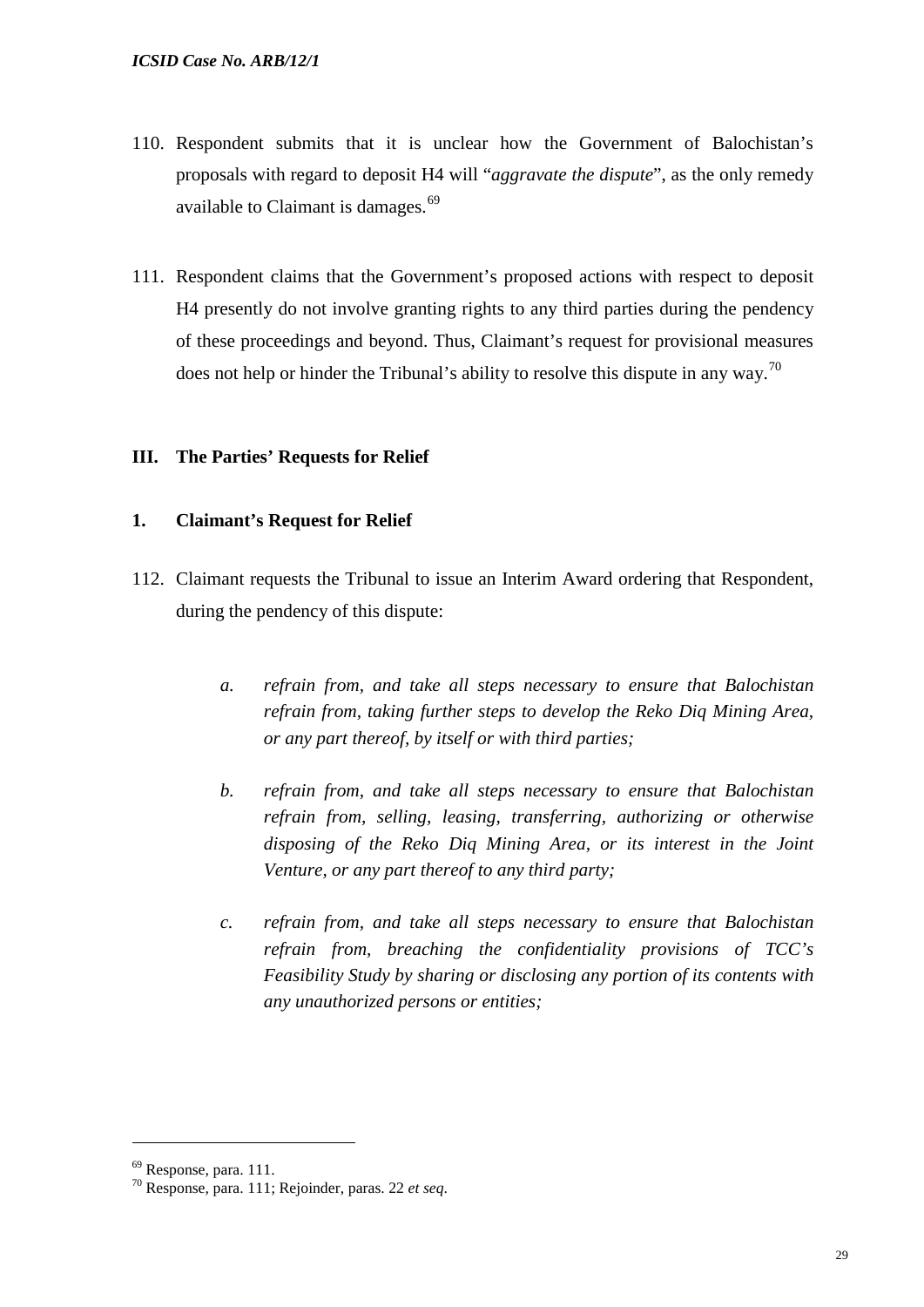110. Respondent submits that it is unclear how the Government of Balochistan's proposals with regard to deposit H4 will "*aggravate the dispute*", as the only remedy available to Claimant is damages.[69]

111. Respondent claims that the Government's proposed actions with respect to deposit H4 presently do not involve granting rights to any third parties during the pendency of these proceedings and beyond. Thus, Claimant's request for provisional measures does not help or hinder the Tribunal's ability to resolve this dispute in any way.[70]

## III. The Parties' Requests for Relief

### 1. Claimant's Request for Relief

112. Claimant requests the Tribunal to issue an Interim Award ordering that Respondent, during the pendency of this dispute:

   a. *refrain from, and take all steps necessary to ensure that Balochistan refrain from, taking further steps to develop the Reko Diq Mining Area, or any part thereof, by itself or with third parties;*

   b. *refrain from, and take all steps necessary to ensure that Balochistan refrain from, selling, leasing, transferring, authorizing or otherwise disposing of the Reko Diq Mining Area, or its interest in the Joint Venture, or any part thereof to any third party;*

   c. *refrain from, and take all steps necessary to ensure that Balochistan refrain from, breaching the confidentiality provisions of TCC's Feasibility Study by sharing or disclosing any portion of its contents with any unauthorized persons or entities;*

---

[69] Response, para. 111.

[70] Response, para. 111; Rejoinder, paras. 22 *et seq*.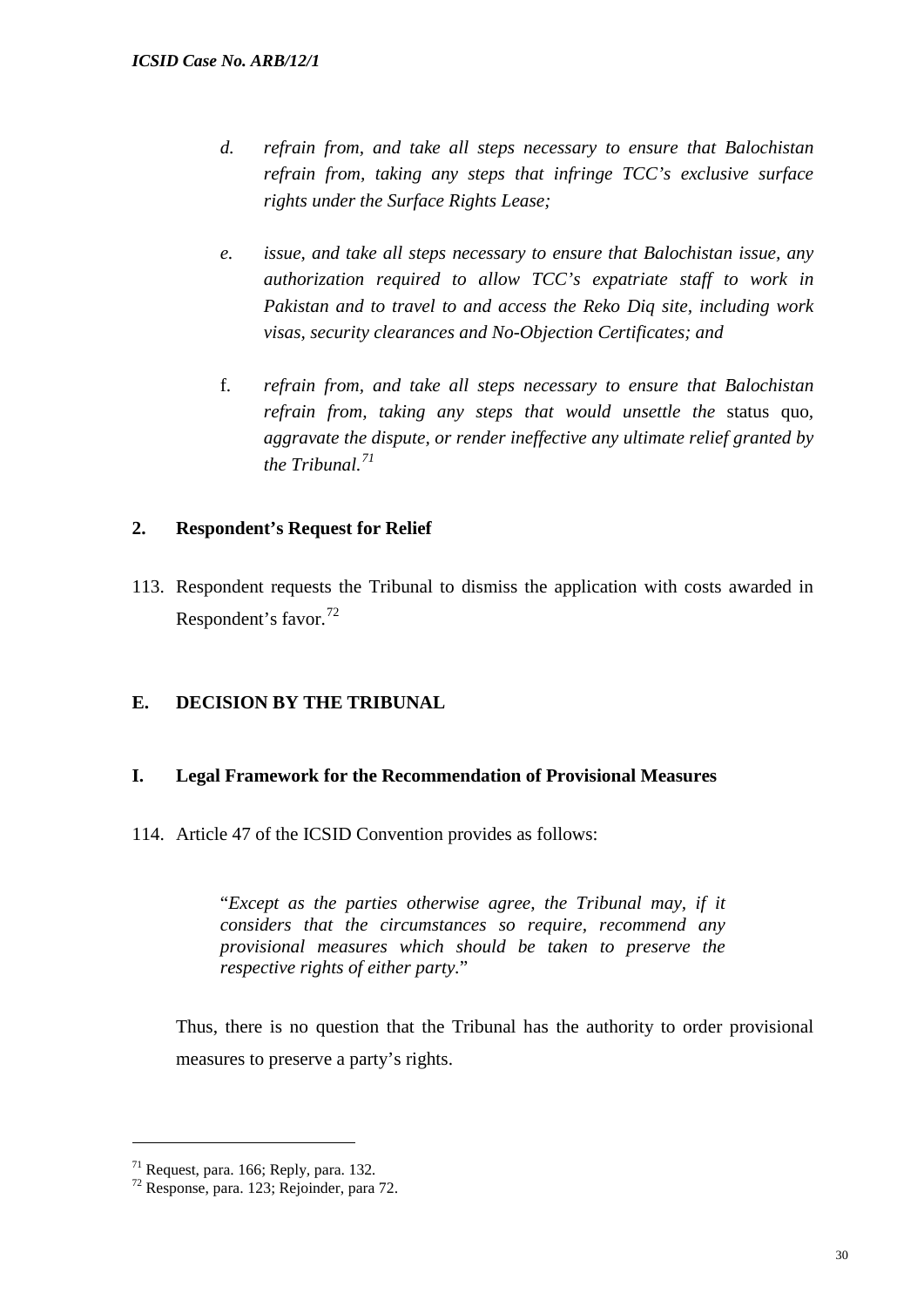*d. refrain from, and take all steps necessary to ensure that Balochistan refrain from, taking any steps that infringe TCC's exclusive surface rights under the Surface Rights Lease;*

*e. issue, and take all steps necessary to ensure that Balochistan issue, any authorization required to allow TCC's expatriate staff to work in Pakistan and to travel to and access the Reko Diq site, including work visas, security clearances and No-Objection Certificates; and*

f. *refrain from, and take all steps necessary to ensure that Balochistan refrain from, taking any steps that would unsettle the* status quo*, aggravate the dispute, or render ineffective any ultimate relief granted by the Tribunal.*[71]

### 2. Respondent's Request for Relief

113. Respondent requests the Tribunal to dismiss the application with costs awarded in Respondent's favor.[72]

## E. DECISION BY THE TRIBUNAL

### I. Legal Framework for the Recommendation of Provisional Measures

114. Article 47 of the ICSID Convention provides as follows:

> "*Except as the parties otherwise agree, the Tribunal may, if it considers that the circumstances so require, recommend any provisional measures which should be taken to preserve the respective rights of either party.*"

Thus, there is no question that the Tribunal has the authority to order provisional measures to preserve a party's rights.

---

[71] Request, para. 166; Reply, para. 132.

[72] Response, para. 123; Rejoinder, para 72.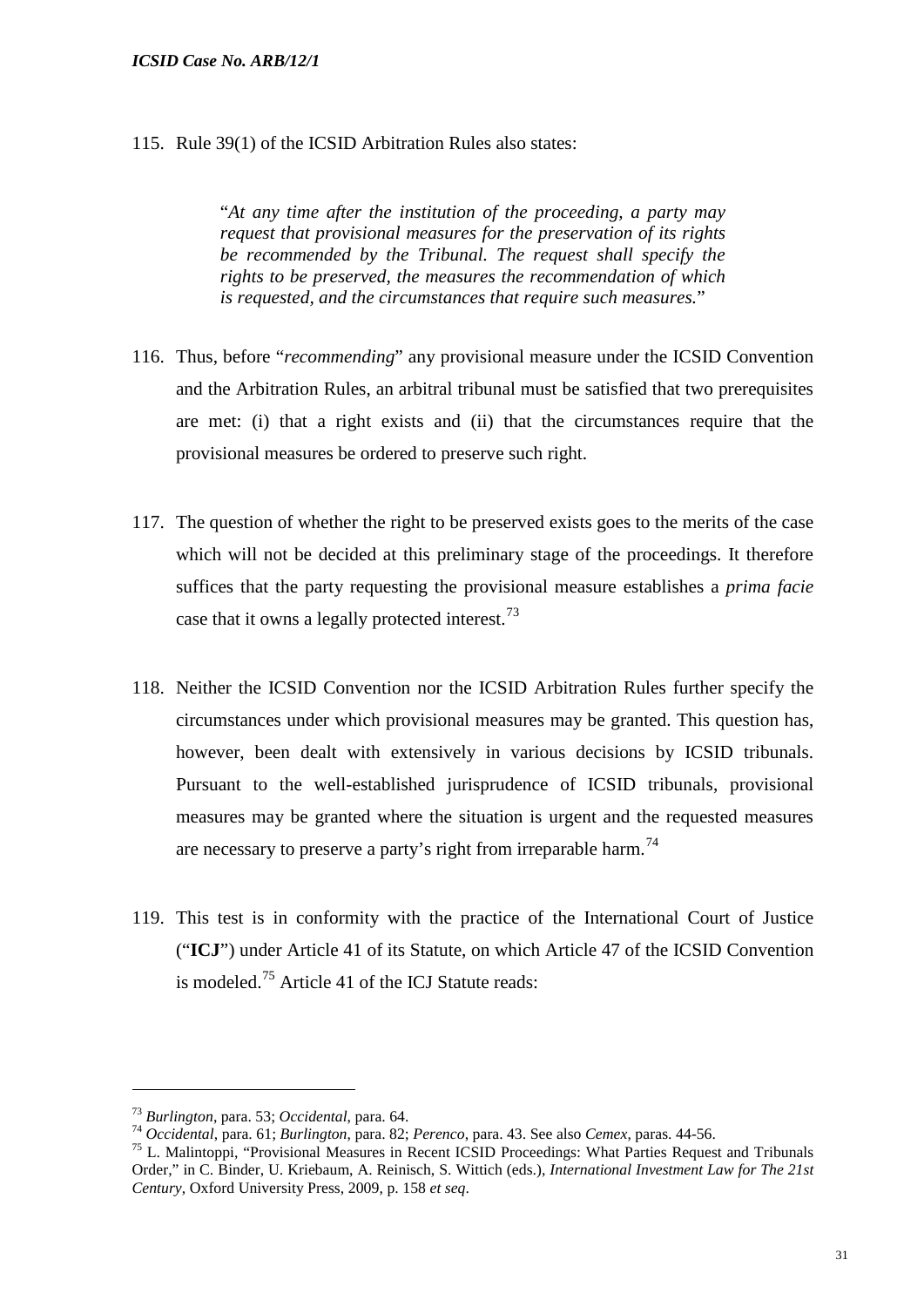115. Rule 39(1) of the ICSID Arbitration Rules also states:

> "*At any time after the institution of the proceeding, a party may request that provisional measures for the preservation of its rights be recommended by the Tribunal. The request shall specify the rights to be preserved, the measures the recommendation of which is requested, and the circumstances that require such measures.*"

116. Thus, before "*recommending*" any provisional measure under the ICSID Convention and the Arbitration Rules, an arbitral tribunal must be satisfied that two prerequisites are met: (i) that a right exists and (ii) that the circumstances require that the provisional measures be ordered to preserve such right.

117. The question of whether the right to be preserved exists goes to the merits of the case which will not be decided at this preliminary stage of the proceedings. It therefore suffices that the party requesting the provisional measure establishes a *prima facie* case that it owns a legally protected interest.[73]

118. Neither the ICSID Convention nor the ICSID Arbitration Rules further specify the circumstances under which provisional measures may be granted. This question has, however, been dealt with extensively in various decisions by ICSID tribunals. Pursuant to the well-established jurisprudence of ICSID tribunals, provisional measures may be granted where the situation is urgent and the requested measures are necessary to preserve a party's right from irreparable harm.[74]

119. This test is in conformity with the practice of the International Court of Justice ("**ICJ**") under Article 41 of its Statute, on which Article 47 of the ICSID Convention is modeled.[75] Article 41 of the ICJ Statute reads:

---

[73] *Burlington*, para. 53; *Occidental*, para. 64.

[74] *Occidental*, para. 61; *Burlington*, para. 82; *Perenco*, para. 43. See also *Cemex*, paras. 44-56.

[75] L. Malintoppi, "Provisional Measures in Recent ICSID Proceedings: What Parties Request and Tribunals Order," in C. Binder, U. Kriebaum, A. Reinisch, S. Wittich (eds.), *International Investment Law for The 21st Century*, Oxford University Press, 2009, p. 158 *et seq*.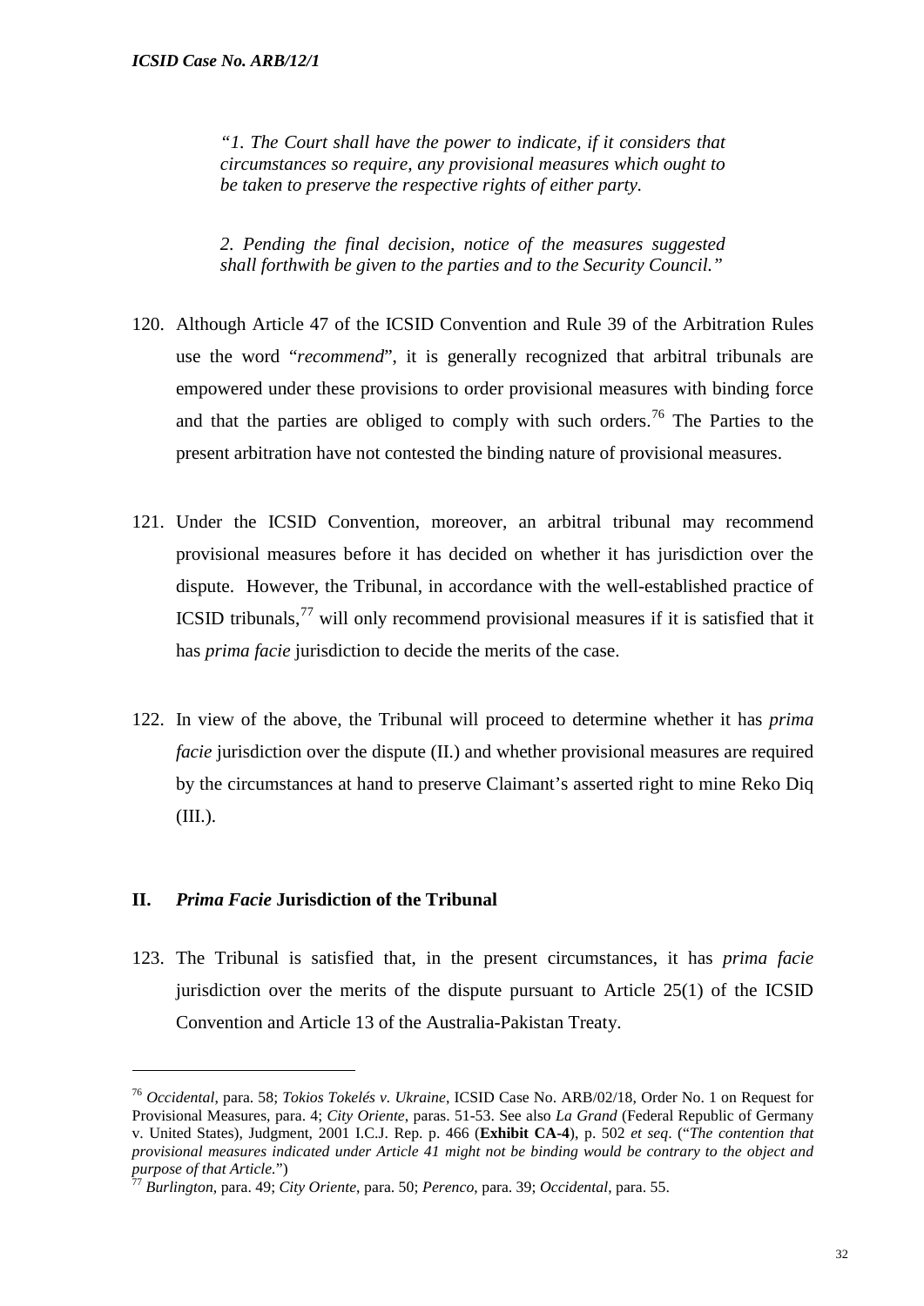> *"1. The Court shall have the power to indicate, if it considers that circumstances so require, any provisional measures which ought to be taken to preserve the respective rights of either party.*
>
> *2. Pending the final decision, notice of the measures suggested shall forthwith be given to the parties and to the Security Council."*

120. Although Article 47 of the ICSID Convention and Rule 39 of the Arbitration Rules use the word "*recommend*", it is generally recognized that arbitral tribunals are empowered under these provisions to order provisional measures with binding force and that the parties are obliged to comply with such orders.[76] The Parties to the present arbitration have not contested the binding nature of provisional measures.

121. Under the ICSID Convention, moreover, an arbitral tribunal may recommend provisional measures before it has decided on whether it has jurisdiction over the dispute. However, the Tribunal, in accordance with the well-established practice of ICSID tribunals,[77] will only recommend provisional measures if it is satisfied that it has *prima facie* jurisdiction to decide the merits of the case.

122. In view of the above, the Tribunal will proceed to determine whether it has *prima facie* jurisdiction over the dispute (II.) and whether provisional measures are required by the circumstances at hand to preserve Claimant's asserted right to mine Reko Diq (III.).

## II. *Prima Facie* Jurisdiction of the Tribunal

123. The Tribunal is satisfied that, in the present circumstances, it has *prima facie* jurisdiction over the merits of the dispute pursuant to Article 25(1) of the ICSID Convention and Article 13 of the Australia-Pakistan Treaty.

---

[76] *Occidental*, para. 58; *Tokios Tokelés v. Ukraine*, ICSID Case No. ARB/02/18, Order No. 1 on Request for Provisional Measures, para. 4; *City Oriente*, paras. 51-53. See also *La Grand* (Federal Republic of Germany v. United States), Judgment, 2001 I.C.J. Rep. p. 466 (**Exhibit CA-4**), p. 502 *et seq*. ("*The contention that provisional measures indicated under Article 41 might not be binding would be contrary to the object and purpose of that Article.*")

[77] *Burlington*, para. 49; *City Oriente*, para. 50; *Perenco*, para. 39; *Occidental*, para. 55.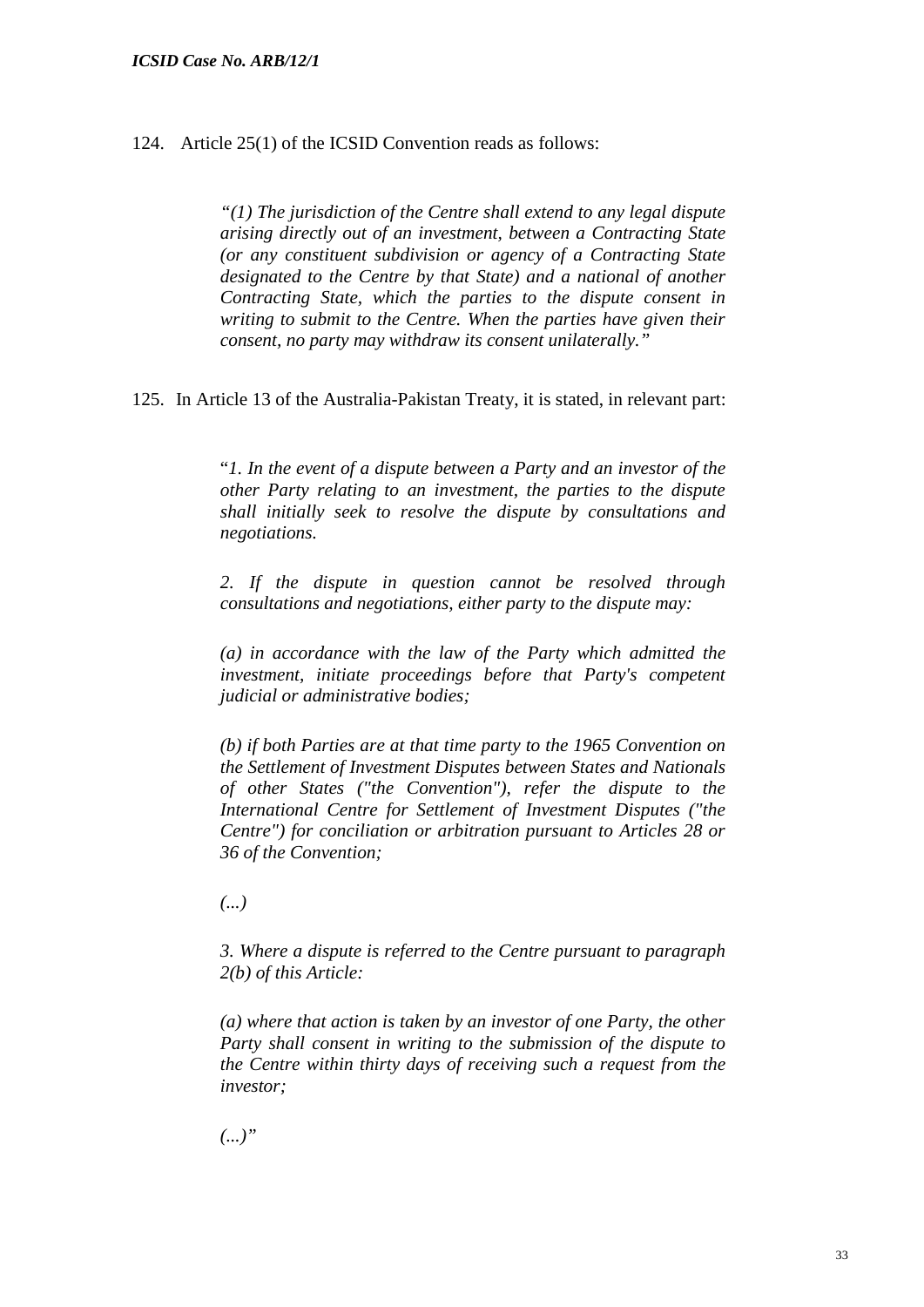124. Article 25(1) of the ICSID Convention reads as follows:

> *"(1) The jurisdiction of the Centre shall extend to any legal dispute arising directly out of an investment, between a Contracting State (or any constituent subdivision or agency of a Contracting State designated to the Centre by that State) and a national of another Contracting State, which the parties to the dispute consent in writing to submit to the Centre. When the parties have given their consent, no party may withdraw its consent unilaterally."*

125. In Article 13 of the Australia-Pakistan Treaty, it is stated, in relevant part:

> "*1. In the event of a dispute between a Party and an investor of the other Party relating to an investment, the parties to the dispute shall initially seek to resolve the dispute by consultations and negotiations.*
>
> *2. If the dispute in question cannot be resolved through consultations and negotiations, either party to the dispute may:*
>
> *(a) in accordance with the law of the Party which admitted the investment, initiate proceedings before that Party's competent judicial or administrative bodies;*
>
> *(b) if both Parties are at that time party to the 1965 Convention on the Settlement of Investment Disputes between States and Nationals of other States ("the Convention"), refer the dispute to the International Centre for Settlement of Investment Disputes ("the Centre") for conciliation or arbitration pursuant to Articles 28 or 36 of the Convention;*
>
> *(...)*
>
> *3. Where a dispute is referred to the Centre pursuant to paragraph 2(b) of this Article:*
>
> *(a) where that action is taken by an investor of one Party, the other Party shall consent in writing to the submission of the dispute to the Centre within thirty days of receiving such a request from the investor;*
>
> *(...)"*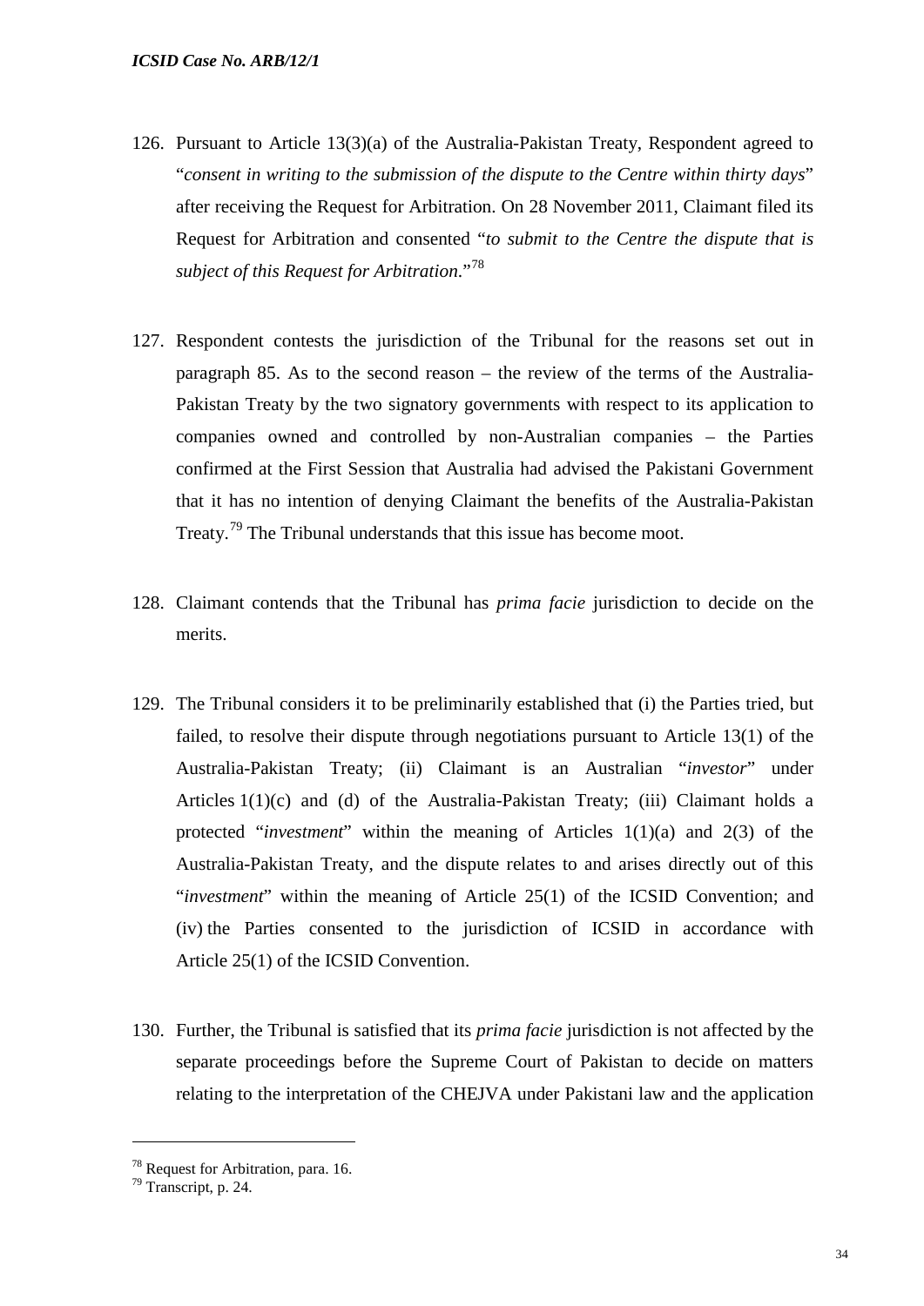126. Pursuant to Article 13(3)(a) of the Australia-Pakistan Treaty, Respondent agreed to "*consent in writing to the submission of the dispute to the Centre within thirty days*" after receiving the Request for Arbitration. On 28 November 2011, Claimant filed its Request for Arbitration and consented "*to submit to the Centre the dispute that is subject of this Request for Arbitration*."[78]

127. Respondent contests the jurisdiction of the Tribunal for the reasons set out in paragraph 85. As to the second reason – the review of the terms of the Australia-Pakistan Treaty by the two signatory governments with respect to its application to companies owned and controlled by non-Australian companies – the Parties confirmed at the First Session that Australia had advised the Pakistani Government that it has no intention of denying Claimant the benefits of the Australia-Pakistan Treaty.[79] The Tribunal understands that this issue has become moot.

128. Claimant contends that the Tribunal has *prima facie* jurisdiction to decide on the merits.

129. The Tribunal considers it to be preliminarily established that (i) the Parties tried, but failed, to resolve their dispute through negotiations pursuant to Article 13(1) of the Australia-Pakistan Treaty; (ii) Claimant is an Australian "*investor*" under Articles 1(1)(c) and (d) of the Australia-Pakistan Treaty; (iii) Claimant holds a protected "*investment*" within the meaning of Articles 1(1)(a) and 2(3) of the Australia-Pakistan Treaty, and the dispute relates to and arises directly out of this "*investment*" within the meaning of Article 25(1) of the ICSID Convention; and (iv) the Parties consented to the jurisdiction of ICSID in accordance with Article 25(1) of the ICSID Convention.

130. Further, the Tribunal is satisfied that its *prima facie* jurisdiction is not affected by the separate proceedings before the Supreme Court of Pakistan to decide on matters relating to the interpretation of the CHEJVA under Pakistani law and the application

---

[78] Request for Arbitration, para. 16.

[79] Transcript, p. 24.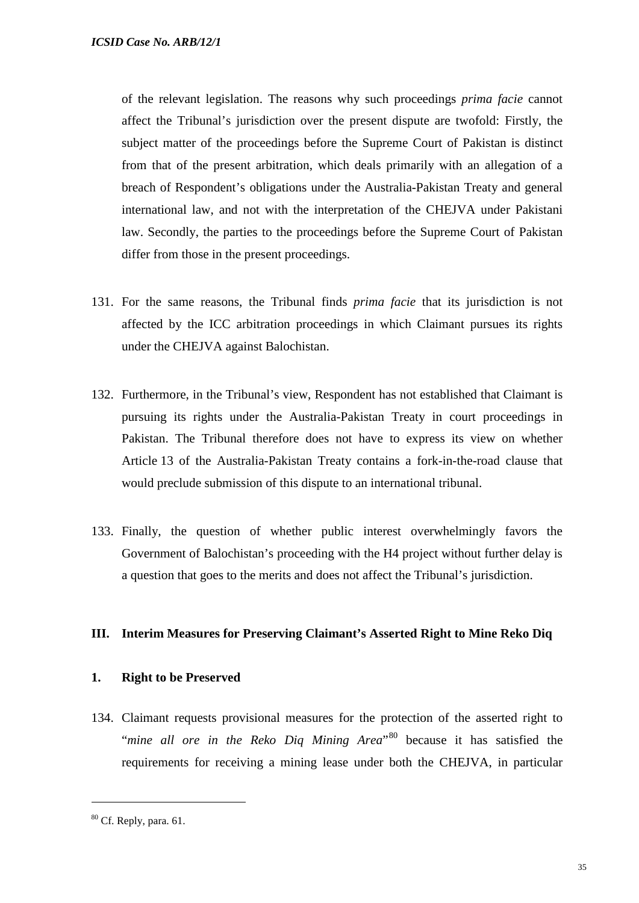of the relevant legislation. The reasons why such proceedings *prima facie* cannot affect the Tribunal's jurisdiction over the present dispute are twofold: Firstly, the subject matter of the proceedings before the Supreme Court of Pakistan is distinct from that of the present arbitration, which deals primarily with an allegation of a breach of Respondent's obligations under the Australia-Pakistan Treaty and general international law, and not with the interpretation of the CHEJVA under Pakistani law. Secondly, the parties to the proceedings before the Supreme Court of Pakistan differ from those in the present proceedings.

131. For the same reasons, the Tribunal finds *prima facie* that its jurisdiction is not affected by the ICC arbitration proceedings in which Claimant pursues its rights under the CHEJVA against Balochistan.

132. Furthermore, in the Tribunal's view, Respondent has not established that Claimant is pursuing its rights under the Australia-Pakistan Treaty in court proceedings in Pakistan. The Tribunal therefore does not have to express its view on whether Article 13 of the Australia-Pakistan Treaty contains a fork-in-the-road clause that would preclude submission of this dispute to an international tribunal.

133. Finally, the question of whether public interest overwhelmingly favors the Government of Balochistan's proceeding with the H4 project without further delay is a question that goes to the merits and does not affect the Tribunal's jurisdiction.

## III. Interim Measures for Preserving Claimant's Asserted Right to Mine Reko Diq

### 1. Right to be Preserved

134. Claimant requests provisional measures for the protection of the asserted right to "*mine all ore in the Reko Diq Mining Area*"[80] because it has satisfied the requirements for receiving a mining lease under both the CHEJVA, in particular

[80] Cf. Reply, para. 61.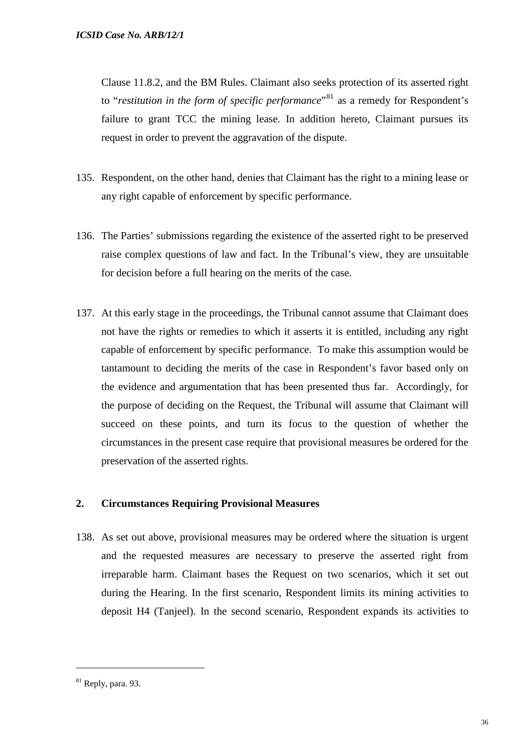Clause 11.8.2, and the BM Rules. Claimant also seeks protection of its asserted right to "*restitution in the form of specific performance*"[81] as a remedy for Respondent's failure to grant TCC the mining lease. In addition hereto, Claimant pursues its request in order to prevent the aggravation of the dispute.

135. Respondent, on the other hand, denies that Claimant has the right to a mining lease or any right capable of enforcement by specific performance.

136. The Parties' submissions regarding the existence of the asserted right to be preserved raise complex questions of law and fact. In the Tribunal's view, they are unsuitable for decision before a full hearing on the merits of the case.

137. At this early stage in the proceedings, the Tribunal cannot assume that Claimant does not have the rights or remedies to which it asserts it is entitled, including any right capable of enforcement by specific performance. To make this assumption would be tantamount to deciding the merits of the case in Respondent's favor based only on the evidence and argumentation that has been presented thus far. Accordingly, for the purpose of deciding on the Request, the Tribunal will assume that Claimant will succeed on these points, and turn its focus to the question of whether the circumstances in the present case require that provisional measures be ordered for the preservation of the asserted rights.

### 2. Circumstances Requiring Provisional Measures

138. As set out above, provisional measures may be ordered where the situation is urgent and the requested measures are necessary to preserve the asserted right from irreparable harm. Claimant bases the Request on two scenarios, which it set out during the Hearing. In the first scenario, Respondent limits its mining activities to deposit H4 (Tanjeel). In the second scenario, Respondent expands its activities to

[81] Reply, para. 93.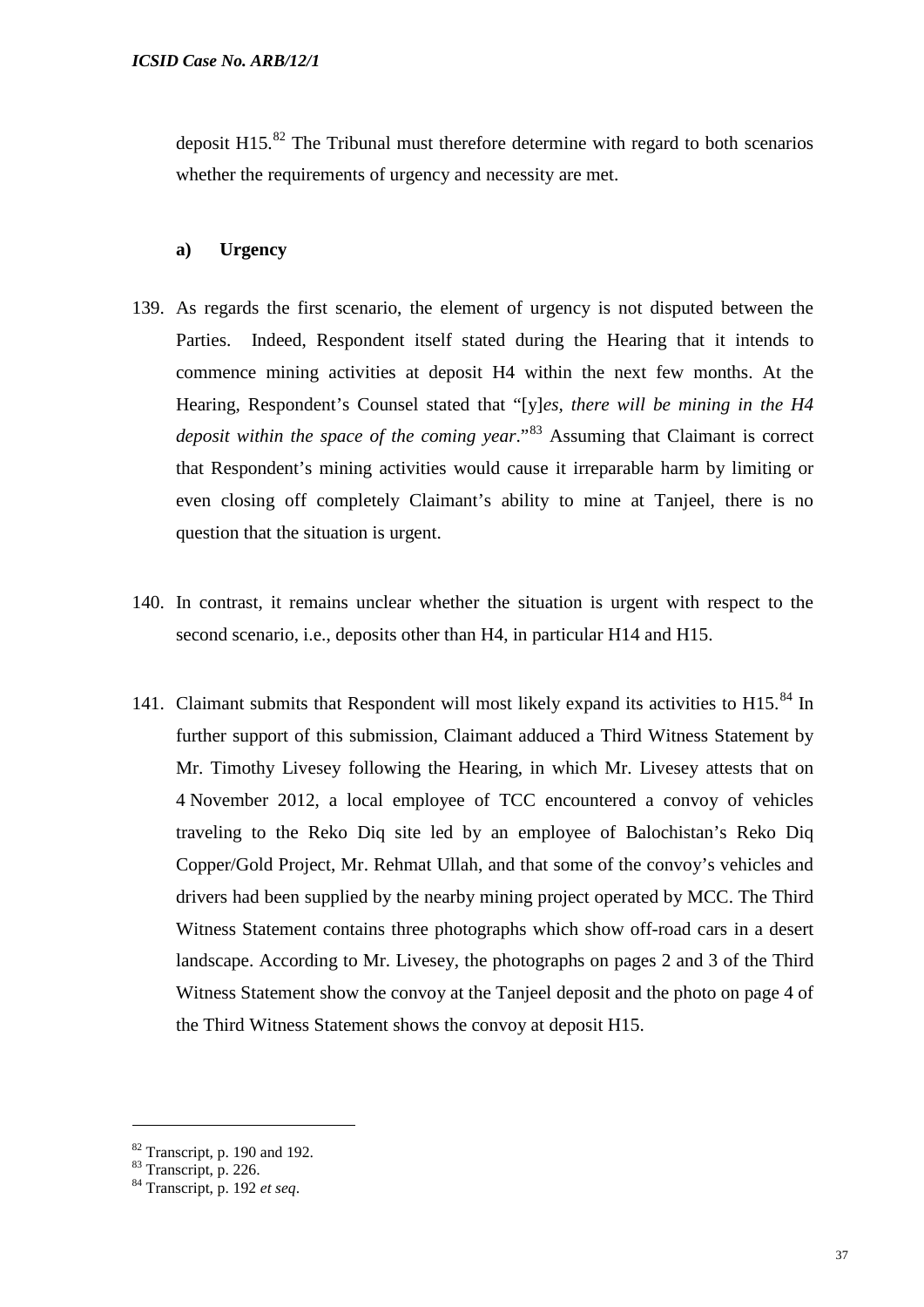deposit H15.[82] The Tribunal must therefore determine with regard to both scenarios whether the requirements of urgency and necessity are met.

**a) Urgency**

139. As regards the first scenario, the element of urgency is not disputed between the Parties. Indeed, Respondent itself stated during the Hearing that it intends to commence mining activities at deposit H4 within the next few months. At the Hearing, Respondent's Counsel stated that "[y]*es, there will be mining in the H4 deposit within the space of the coming year*."[83] Assuming that Claimant is correct that Respondent's mining activities would cause it irreparable harm by limiting or even closing off completely Claimant's ability to mine at Tanjeel, there is no question that the situation is urgent.

140. In contrast, it remains unclear whether the situation is urgent with respect to the second scenario, i.e., deposits other than H4, in particular H14 and H15.

141. Claimant submits that Respondent will most likely expand its activities to H15.[84] In further support of this submission, Claimant adduced a Third Witness Statement by Mr. Timothy Livesey following the Hearing, in which Mr. Livesey attests that on 4 November 2012, a local employee of TCC encountered a convoy of vehicles traveling to the Reko Diq site led by an employee of Balochistan's Reko Diq Copper/Gold Project, Mr. Rehmat Ullah, and that some of the convoy's vehicles and drivers had been supplied by the nearby mining project operated by MCC. The Third Witness Statement contains three photographs which show off-road cars in a desert landscape. According to Mr. Livesey, the photographs on pages 2 and 3 of the Third Witness Statement show the convoy at the Tanjeel deposit and the photo on page 4 of the Third Witness Statement shows the convoy at deposit H15.

---

[82] Transcript, p. 190 and 192.

[83] Transcript, p. 226.

[84] Transcript, p. 192 *et seq*.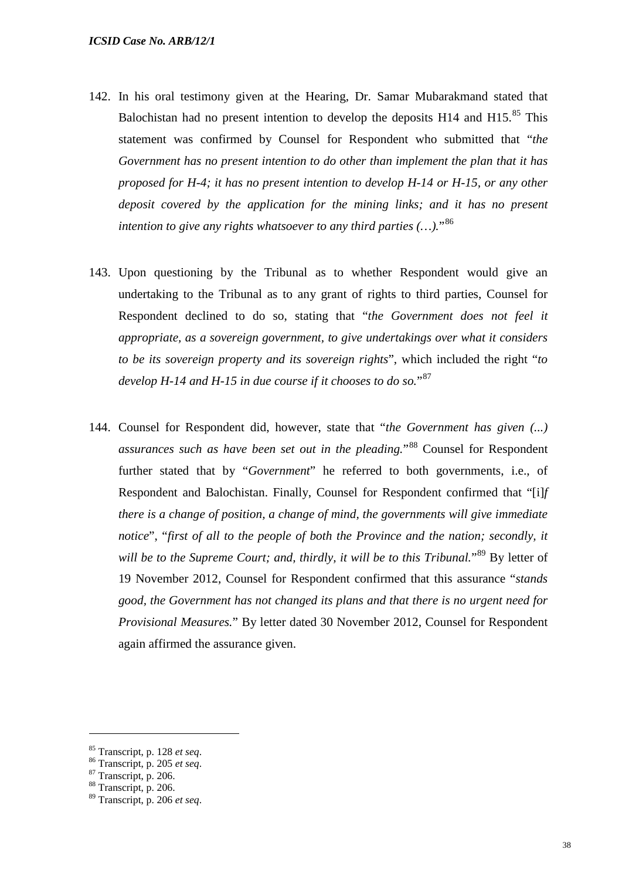142. In his oral testimony given at the Hearing, Dr. Samar Mubarakmand stated that Balochistan had no present intention to develop the deposits H14 and H15.[85] This statement was confirmed by Counsel for Respondent who submitted that "*the Government has no present intention to do other than implement the plan that it has proposed for H-4; it has no present intention to develop H-14 or H-15, or any other deposit covered by the application for the mining links; and it has no present intention to give any rights whatsoever to any third parties (…).*"[86]

143. Upon questioning by the Tribunal as to whether Respondent would give an undertaking to the Tribunal as to any grant of rights to third parties, Counsel for Respondent declined to do so, stating that "*the Government does not feel it appropriate, as a sovereign government, to give undertakings over what it considers to be its sovereign property and its sovereign rights*", which included the right "*to develop H-14 and H-15 in due course if it chooses to do so.*"[87]

144. Counsel for Respondent did, however, state that "*the Government has given (...) assurances such as have been set out in the pleading.*"[88] Counsel for Respondent further stated that by "*Government*" he referred to both governments, i.e., of Respondent and Balochistan. Finally, Counsel for Respondent confirmed that "[i]*f there is a change of position, a change of mind, the governments will give immediate notice*", "*first of all to the people of both the Province and the nation; secondly, it will be to the Supreme Court; and, thirdly, it will be to this Tribunal.*"[89] By letter of 19 November 2012, Counsel for Respondent confirmed that this assurance "*stands good, the Government has not changed its plans and that there is no urgent need for Provisional Measures.*" By letter dated 30 November 2012, Counsel for Respondent again affirmed the assurance given.

---

[85] Transcript, p. 128 *et seq*.
[86] Transcript, p. 205 *et seq*.
[87] Transcript, p. 206.
[88] Transcript, p. 206.
[89] Transcript, p. 206 *et seq*.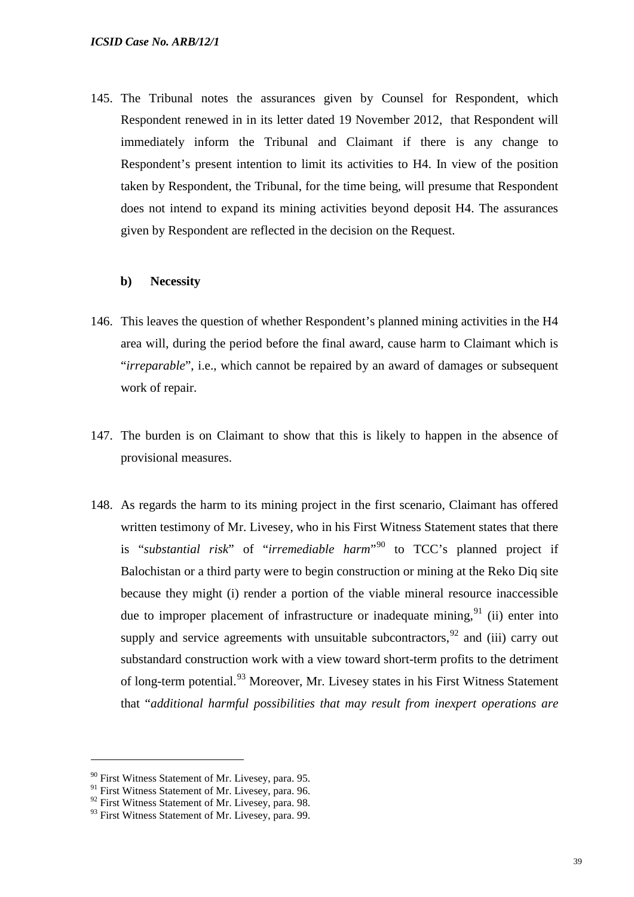145. The Tribunal notes the assurances given by Counsel for Respondent, which Respondent renewed in in its letter dated 19 November 2012, that Respondent will immediately inform the Tribunal and Claimant if there is any change to Respondent's present intention to limit its activities to H4. In view of the position taken by Respondent, the Tribunal, for the time being, will presume that Respondent does not intend to expand its mining activities beyond deposit H4. The assurances given by Respondent are reflected in the decision on the Request.

**b) Necessity**

146. This leaves the question of whether Respondent's planned mining activities in the H4 area will, during the period before the final award, cause harm to Claimant which is "*irreparable*", i.e., which cannot be repaired by an award of damages or subsequent work of repair.

147. The burden is on Claimant to show that this is likely to happen in the absence of provisional measures.

148. As regards the harm to its mining project in the first scenario, Claimant has offered written testimony of Mr. Livesey, who in his First Witness Statement states that there is "*substantial risk*" of "*irremediable harm*"[90] to TCC's planned project if Balochistan or a third party were to begin construction or mining at the Reko Diq site because they might (i) render a portion of the viable mineral resource inaccessible due to improper placement of infrastructure or inadequate mining,[91] (ii) enter into supply and service agreements with unsuitable subcontractors,[92] and (iii) carry out substandard construction work with a view toward short-term profits to the detriment of long-term potential.[93] Moreover, Mr. Livesey states in his First Witness Statement that "*additional harmful possibilities that may result from inexpert operations are*

---

[90] First Witness Statement of Mr. Livesey, para. 95.

[91] First Witness Statement of Mr. Livesey, para. 96.

[92] First Witness Statement of Mr. Livesey, para. 98.

[93] First Witness Statement of Mr. Livesey, para. 99.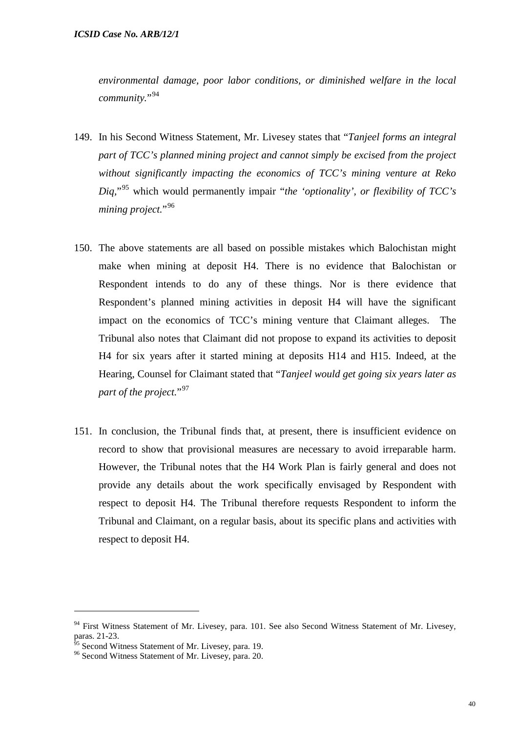*environmental damage, poor labor conditions, or diminished welfare in the local community.*"[94]

149. In his Second Witness Statement, Mr. Livesey states that "*Tanjeel forms an integral part of TCC's planned mining project and cannot simply be excised from the project without significantly impacting the economics of TCC's mining venture at Reko Diq,*"[95] which would permanently impair "*the 'optionality', or flexibility of TCC's mining project.*"[96]

150. The above statements are all based on possible mistakes which Balochistan might make when mining at deposit H4. There is no evidence that Balochistan or Respondent intends to do any of these things. Nor is there evidence that Respondent's planned mining activities in deposit H4 will have the significant impact on the economics of TCC's mining venture that Claimant alleges. The Tribunal also notes that Claimant did not propose to expand its activities to deposit H4 for six years after it started mining at deposits H14 and H15. Indeed, at the Hearing, Counsel for Claimant stated that "*Tanjeel would get going six years later as part of the project.*"[97]

151. In conclusion, the Tribunal finds that, at present, there is insufficient evidence on record to show that provisional measures are necessary to avoid irreparable harm. However, the Tribunal notes that the H4 Work Plan is fairly general and does not provide any details about the work specifically envisaged by Respondent with respect to deposit H4. The Tribunal therefore requests Respondent to inform the Tribunal and Claimant, on a regular basis, about its specific plans and activities with respect to deposit H4.

---

[94] First Witness Statement of Mr. Livesey, para. 101. See also Second Witness Statement of Mr. Livesey, paras. 21-23.

[95] Second Witness Statement of Mr. Livesey, para. 19.

[96] Second Witness Statement of Mr. Livesey, para. 20.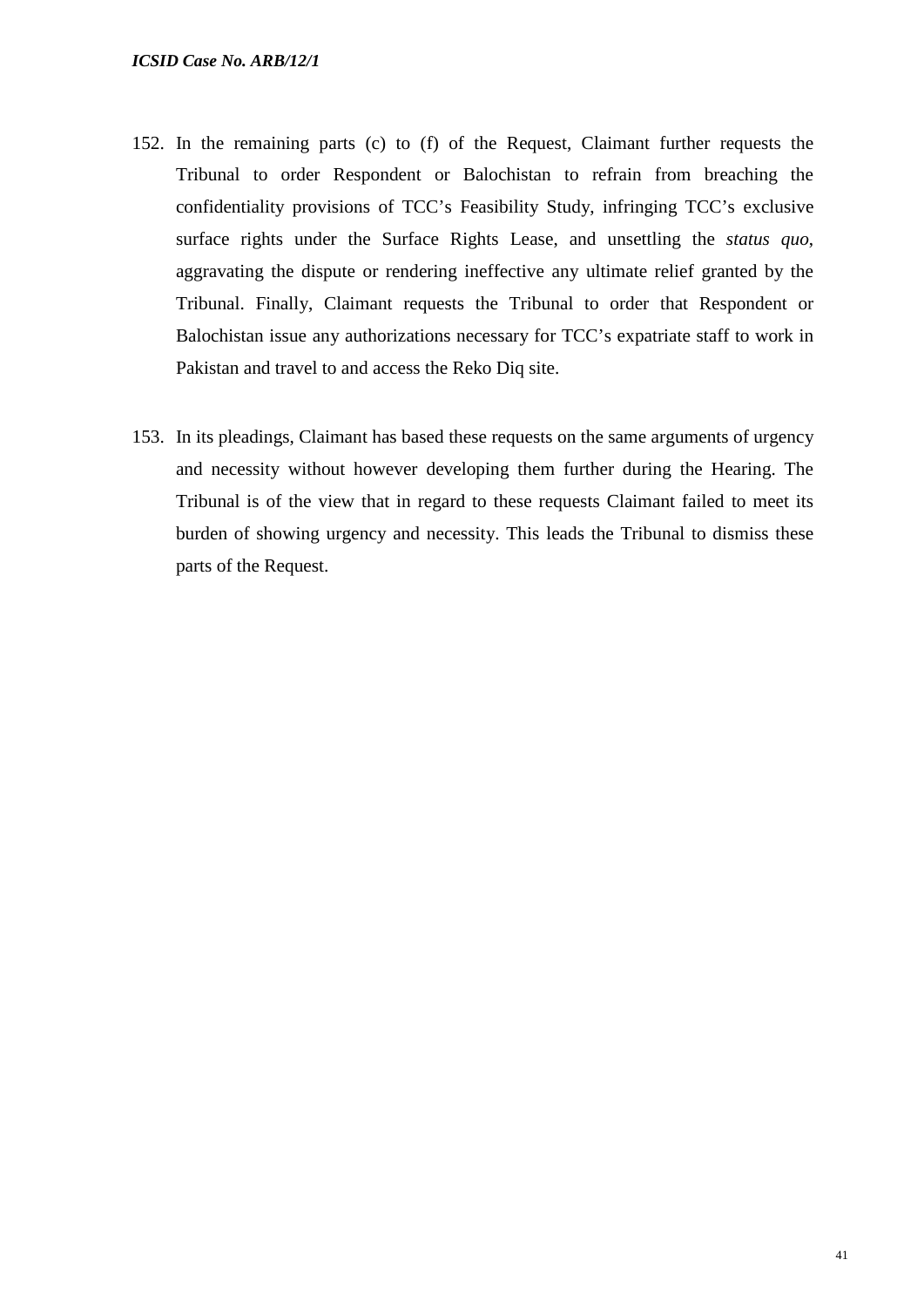152. In the remaining parts (c) to (f) of the Request, Claimant further requests the Tribunal to order Respondent or Balochistan to refrain from breaching the confidentiality provisions of TCC's Feasibility Study, infringing TCC's exclusive surface rights under the Surface Rights Lease, and unsettling the *status quo*, aggravating the dispute or rendering ineffective any ultimate relief granted by the Tribunal. Finally, Claimant requests the Tribunal to order that Respondent or Balochistan issue any authorizations necessary for TCC's expatriate staff to work in Pakistan and travel to and access the Reko Diq site.

153. In its pleadings, Claimant has based these requests on the same arguments of urgency and necessity without however developing them further during the Hearing. The Tribunal is of the view that in regard to these requests Claimant failed to meet its burden of showing urgency and necessity. This leads the Tribunal to dismiss these parts of the Request.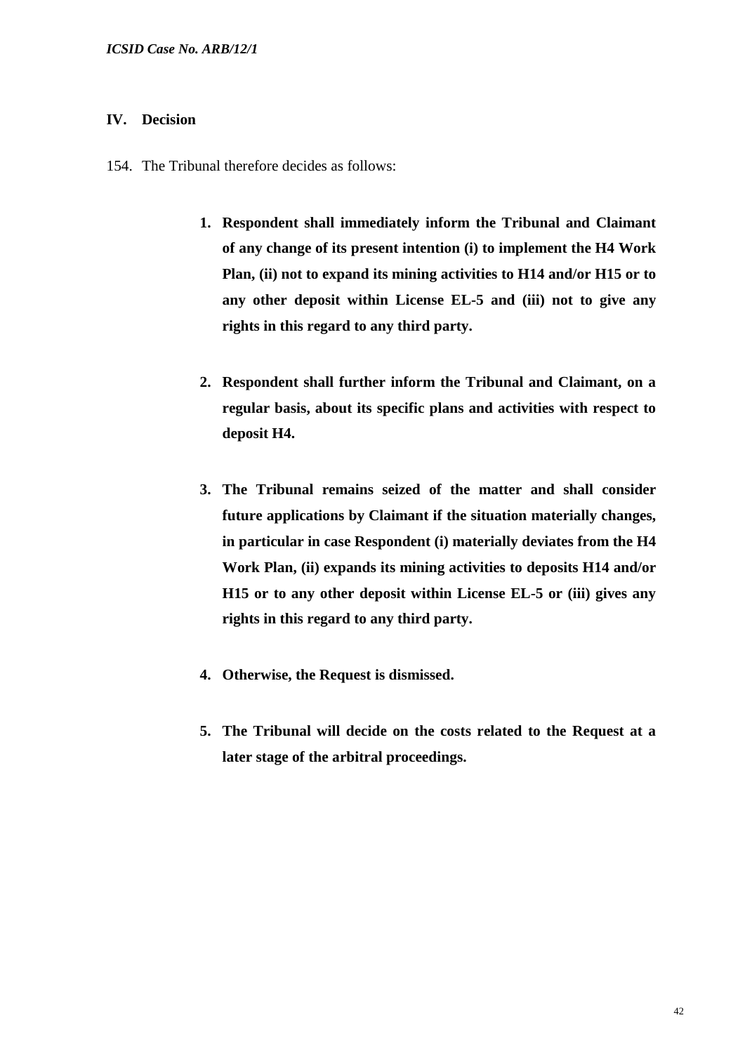## IV. Decision

154. The Tribunal therefore decides as follows:

1. **Respondent shall immediately inform the Tribunal and Claimant of any change of its present intention (i) to implement the H4 Work Plan, (ii) not to expand its mining activities to H14 and/or H15 or to any other deposit within License EL-5 and (iii) not to give any rights in this regard to any third party.**

2. **Respondent shall further inform the Tribunal and Claimant, on a regular basis, about its specific plans and activities with respect to deposit H4.**

3. **The Tribunal remains seized of the matter and shall consider future applications by Claimant if the situation materially changes, in particular in case Respondent (i) materially deviates from the H4 Work Plan, (ii) expands its mining activities to deposits H14 and/or H15 or to any other deposit within License EL-5 or (iii) gives any rights in this regard to any third party.**

4. **Otherwise, the Request is dismissed.**

5. **The Tribunal will decide on the costs related to the Request at a later stage of the arbitral proceedings.**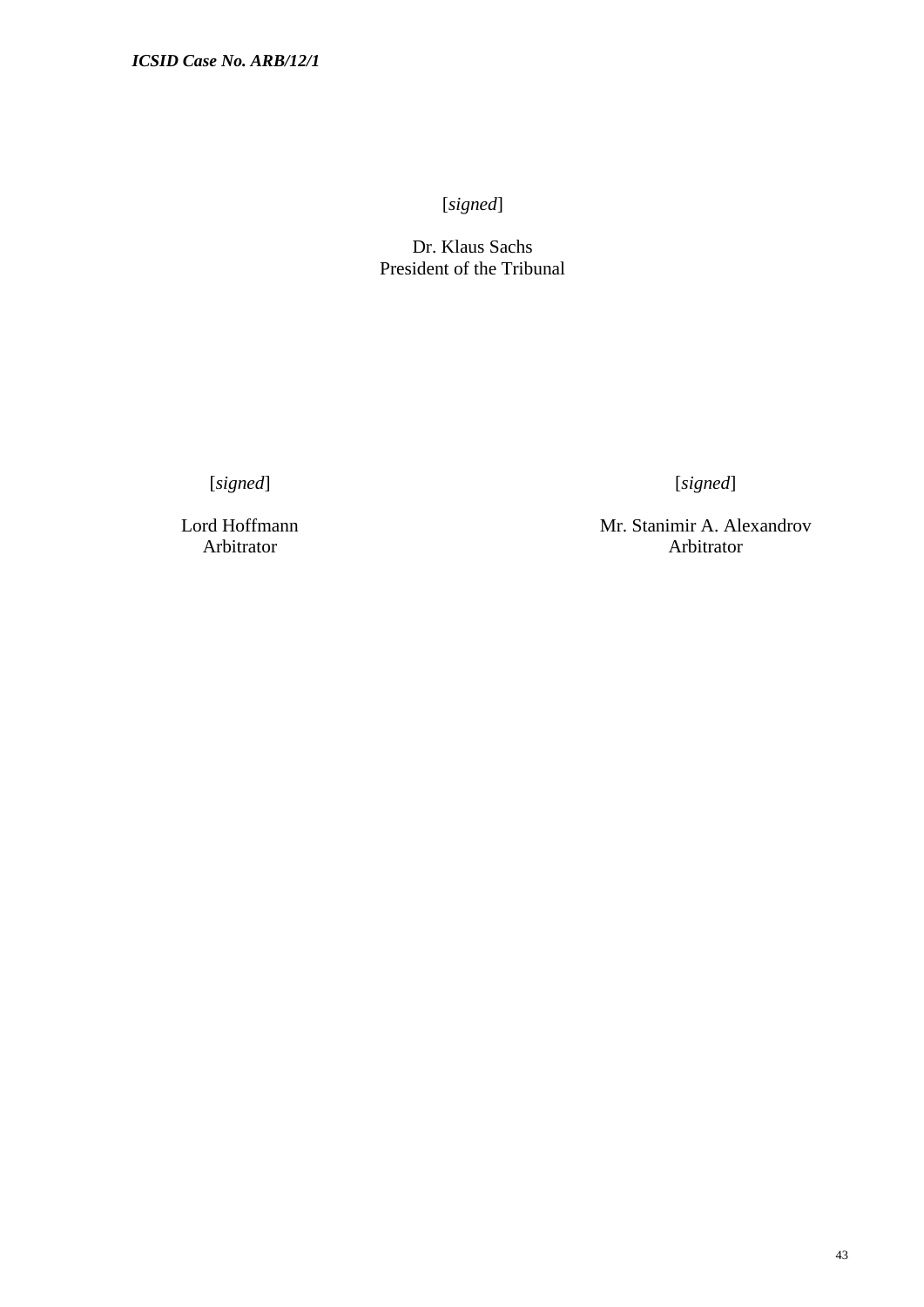[*signed*]

Dr. Klaus Sachs
President of the Tribunal

[*signed*]

Lord Hoffmann
Arbitrator

[*signed*]

Mr. Stanimir A. Alexandrov
Arbitrator